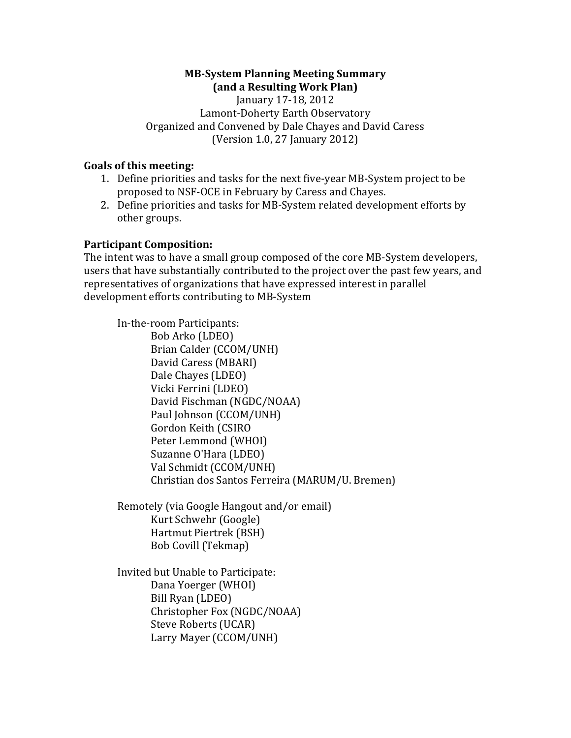# MB-System Planning Meeting Summary
# (and a Resulting Work Plan)

January 17-18, 2012
Lamont-Doherty Earth Observatory
Organized and Convened by Dale Chayes and David Caress
(Version 1.0, 27 January 2012)

## Goals of this meeting:

1. Define priorities and tasks for the next five-year MB-System project to be proposed to NSF-OCE in February by Caress and Chayes.
2. Define priorities and tasks for MB-System related development efforts by other groups.

## Participant Composition:

The intent was to have a small group composed of the core MB-System developers, users that have substantially contributed to the project over the past few years, and representatives of organizations that have expressed interest in parallel development efforts contributing to MB-System

In-the-room Participants:

- Bob Arko (LDEO)
- Brian Calder (CCOM/UNH)
- David Caress (MBARI)
- Dale Chayes (LDEO)
- Vicki Ferrini (LDEO)
- David Fischman (NGDC/NOAA)
- Paul Johnson (CCOM/UNH)
- Gordon Keith (CSIRO
- Peter Lemmond (WHOI)
- Suzanne O'Hara (LDEO)
- Val Schmidt (CCOM/UNH)
- Christian dos Santos Ferreira (MARUM/U. Bremen)

Remotely (via Google Hangout and/or email)

- Kurt Schwehr (Google)
- Hartmut Piertrek (BSH)
- Bob Covill (Tekmap)

Invited but Unable to Participate:

- Dana Yoerger (WHOI)
- Bill Ryan (LDEO)
- Christopher Fox (NGDC/NOAA)
- Steve Roberts (UCAR)
- Larry Mayer (CCOM/UNH)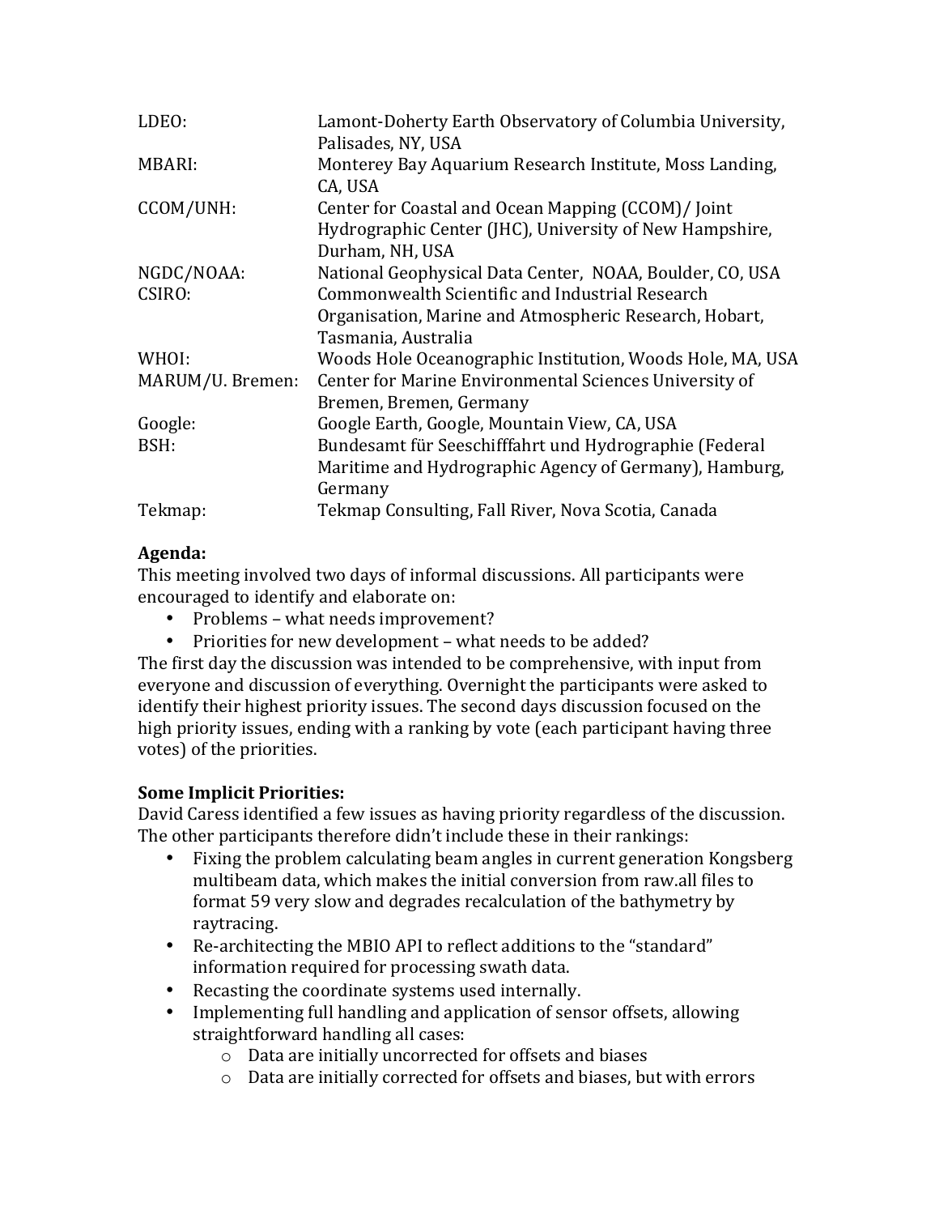| | |
|---|---|
| LDEO: | Lamont-Doherty Earth Observatory of Columbia University, Palisades, NY, USA |
| MBARI: | Monterey Bay Aquarium Research Institute, Moss Landing, CA, USA |
| CCOM/UNH: | Center for Coastal and Ocean Mapping (CCOM)/ Joint Hydrographic Center (JHC), University of New Hampshire, Durham, NH, USA |
| NGDC/NOAA: | National Geophysical Data Center, NOAA, Boulder, CO, USA |
| CSIRO: | Commonwealth Scientific and Industrial Research Organisation, Marine and Atmospheric Research, Hobart, Tasmania, Australia |
| WHOI: | Woods Hole Oceanographic Institution, Woods Hole, MA, USA |
| MARUM/U. Bremen: | Center for Marine Environmental Sciences University of Bremen, Bremen, Germany |
| Google: | Google Earth, Google, Mountain View, CA, USA |
| BSH: | Bundesamt für Seeschifffahrt und Hydrographie (Federal Maritime and Hydrographic Agency of Germany), Hamburg, Germany |
| Tekmap: | Tekmap Consulting, Fall River, Nova Scotia, Canada |

**Agenda:**
This meeting involved two days of informal discussions. All participants were encouraged to identify and elaborate on:

- Problems – what needs improvement?
- Priorities for new development – what needs to be added?

The first day the discussion was intended to be comprehensive, with input from everyone and discussion of everything. Overnight the participants were asked to identify their highest priority issues. The second days discussion focused on the high priority issues, ending with a ranking by vote (each participant having three votes) of the priorities.

**Some Implicit Priorities:**
David Caress identified a few issues as having priority regardless of the discussion. The other participants therefore didn't include these in their rankings:

- Fixing the problem calculating beam angles in current generation Kongsberg multibeam data, which makes the initial conversion from raw.all files to format 59 very slow and degrades recalculation of the bathymetry by raytracing.
- Re-architecting the MBIO API to reflect additions to the "standard" information required for processing swath data.
- Recasting the coordinate systems used internally.
- Implementing full handling and application of sensor offsets, allowing straightforward handling all cases:
    - Data are initially uncorrected for offsets and biases
    - Data are initially corrected for offsets and biases, but with errors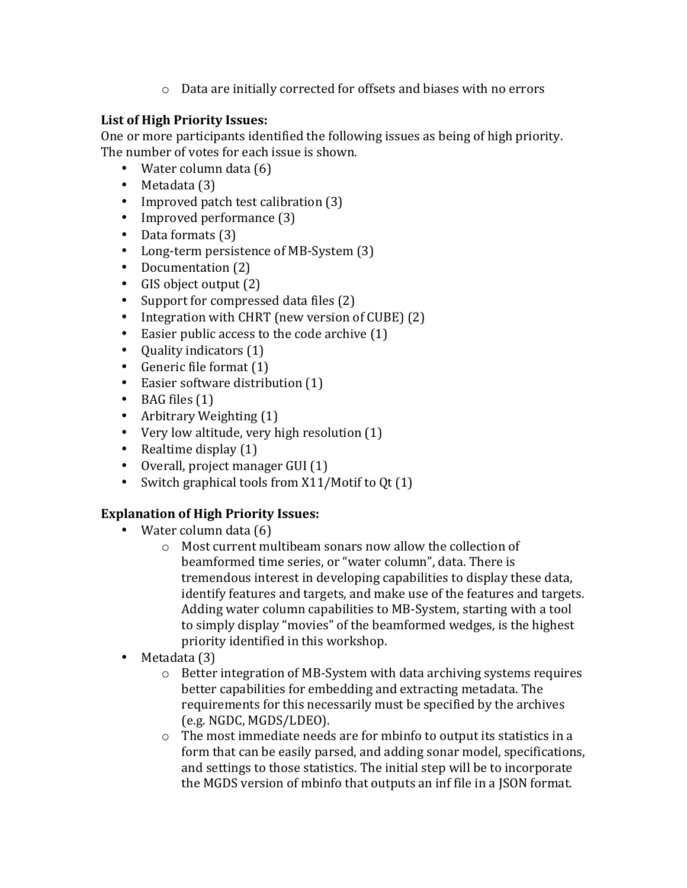- Data are initially corrected for offsets and biases with no errors

**List of High Priority Issues:**

One or more participants identified the following issues as being of high priority. The number of votes for each issue is shown.

- Water column data (6)
- Metadata (3)
- Improved patch test calibration (3)
- Improved performance (3)
- Data formats (3)
- Long-term persistence of MB-System (3)
- Documentation (2)
- GIS object output (2)
- Support for compressed data files (2)
- Integration with CHRT (new version of CUBE) (2)
- Easier public access to the code archive (1)
- Quality indicators (1)
- Generic file format (1)
- Easier software distribution (1)
- BAG files (1)
- Arbitrary Weighting (1)
- Very low altitude, very high resolution (1)
- Realtime display (1)
- Overall, project manager GUI (1)
- Switch graphical tools from X11/Motif to Qt (1)

**Explanation of High Priority Issues:**

- Water column data (6)
  - Most current multibeam sonars now allow the collection of beamformed time series, or "water column", data. There is tremendous interest in developing capabilities to display these data, identify features and targets, and make use of the features and targets. Adding water column capabilities to MB-System, starting with a tool to simply display "movies" of the beamformed wedges, is the highest priority identified in this workshop.
- Metadata (3)
  - Better integration of MB-System with data archiving systems requires better capabilities for embedding and extracting metadata. The requirements for this necessarily must be specified by the archives (e.g. NGDC, MGDS/LDEO).
  - The most immediate needs are for mbinfo to output its statistics in a form that can be easily parsed, and adding sonar model, specifications, and settings to those statistics. The initial step will be to incorporate the MGDS version of mbinfo that outputs an inf file in a JSON format.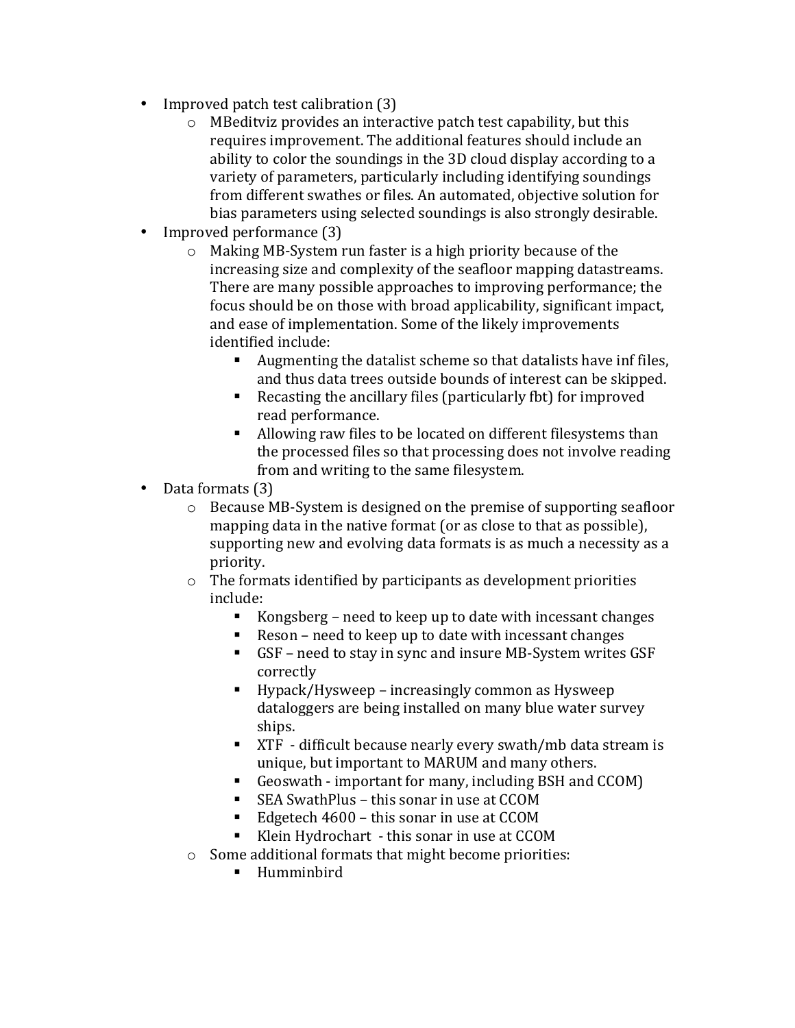- Improved patch test calibration (3)
    - MBeditviz provides an interactive patch test capability, but this requires improvement. The additional features should include an ability to color the soundings in the 3D cloud display according to a variety of parameters, particularly including identifying soundings from different swathes or files. An automated, objective solution for bias parameters using selected soundings is also strongly desirable.
- Improved performance (3)
    - Making MB-System run faster is a high priority because of the increasing size and complexity of the seafloor mapping datastreams. There are many possible approaches to improving performance; the focus should be on those with broad applicability, significant impact, and ease of implementation. Some of the likely improvements identified include:
        - Augmenting the datalist scheme so that datalists have inf files, and thus data trees outside bounds of interest can be skipped.
        - Recasting the ancillary files (particularly fbt) for improved read performance.
        - Allowing raw files to be located on different filesystems than the processed files so that processing does not involve reading from and writing to the same filesystem.
- Data formats (3)
    - Because MB-System is designed on the premise of supporting seafloor mapping data in the native format (or as close to that as possible), supporting new and evolving data formats is as much a necessity as a priority.
    - The formats identified by participants as development priorities include:
        - Kongsberg – need to keep up to date with incessant changes
        - Reson – need to keep up to date with incessant changes
        - GSF – need to stay in sync and insure MB-System writes GSF correctly
        - Hypack/Hysweep – increasingly common as Hysweep dataloggers are being installed on many blue water survey ships.
        - XTF - difficult because nearly every swath/mb data stream is unique, but important to MARUM and many others.
        - Geoswath - important for many, including BSH and CCOM)
        - SEA SwathPlus – this sonar in use at CCOM
        - Edgetech 4600 – this sonar in use at CCOM
        - Klein Hydrochart - this sonar in use at CCOM
    - Some additional formats that might become priorities:
        - Humminbird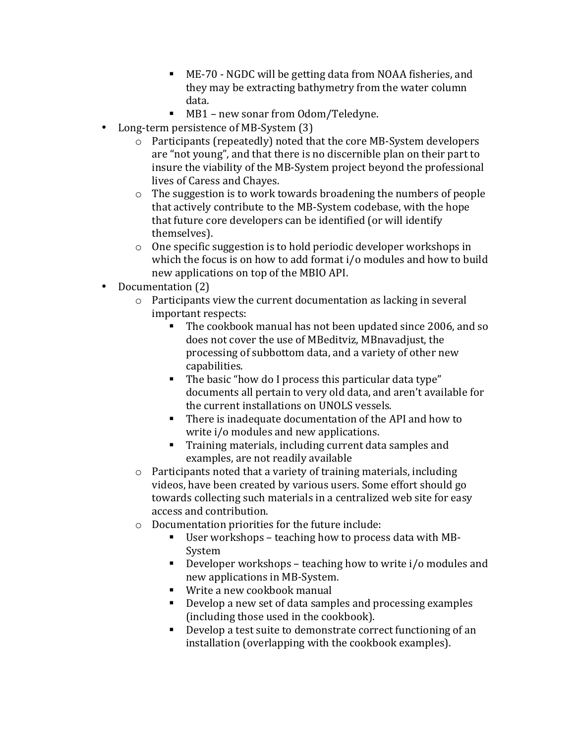- ME-70 - NGDC will be getting data from NOAA fisheries, and they may be extracting bathymetry from the water column data.
    - MB1 – new sonar from Odom/Teledyne.
- Long-term persistence of MB-System (3)
  - Participants (repeatedly) noted that the core MB-System developers are "not young", and that there is no discernible plan on their part to insure the viability of the MB-System project beyond the professional lives of Caress and Chayes.
  - The suggestion is to work towards broadening the numbers of people that actively contribute to the MB-System codebase, with the hope that future core developers can be identified (or will identify themselves).
  - One specific suggestion is to hold periodic developer workshops in which the focus is on how to add format i/o modules and how to build new applications on top of the MBIO API.
- Documentation (2)
  - Participants view the current documentation as lacking in several important respects:
    - The cookbook manual has not been updated since 2006, and so does not cover the use of MBeditviz, MBnavadjust, the processing of subbottom data, and a variety of other new capabilities.
    - The basic "how do I process this particular data type" documents all pertain to very old data, and aren't available for the current installations on UNOLS vessels.
    - There is inadequate documentation of the API and how to write i/o modules and new applications.
    - Training materials, including current data samples and examples, are not readily available
  - Participants noted that a variety of training materials, including videos, have been created by various users. Some effort should go towards collecting such materials in a centralized web site for easy access and contribution.
  - Documentation priorities for the future include:
    - User workshops – teaching how to process data with MB-System
    - Developer workshops – teaching how to write i/o modules and new applications in MB-System.
    - Write a new cookbook manual
    - Develop a new set of data samples and processing examples (including those used in the cookbook).
    - Develop a test suite to demonstrate correct functioning of an installation (overlapping with the cookbook examples).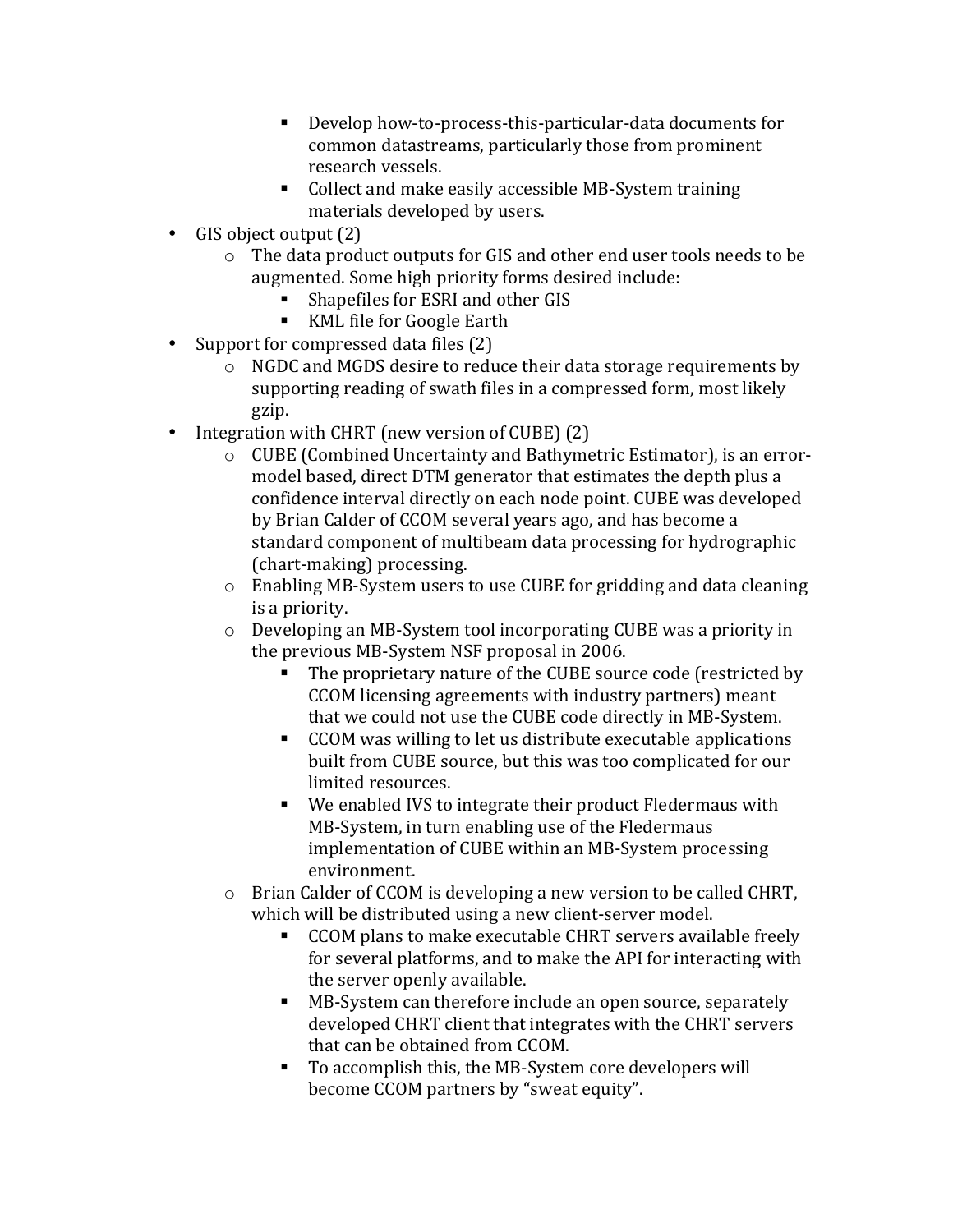- Develop how-to-process-this-particular-data documents for common datastreams, particularly those from prominent research vessels.
        - Collect and make easily accessible MB-System training materials developed by users.
- GIS object output (2)
    - The data product outputs for GIS and other end user tools needs to be augmented. Some high priority forms desired include:
        - Shapefiles for ESRI and other GIS
        - KML file for Google Earth
- Support for compressed data files (2)
    - NGDC and MGDS desire to reduce their data storage requirements by supporting reading of swath files in a compressed form, most likely gzip.
- Integration with CHRT (new version of CUBE) (2)
    - CUBE (Combined Uncertainty and Bathymetric Estimator), is an error-model based, direct DTM generator that estimates the depth plus a confidence interval directly on each node point. CUBE was developed by Brian Calder of CCOM several years ago, and has become a standard component of multibeam data processing for hydrographic (chart-making) processing.
    - Enabling MB-System users to use CUBE for gridding and data cleaning is a priority.
    - Developing an MB-System tool incorporating CUBE was a priority in the previous MB-System NSF proposal in 2006.
        - The proprietary nature of the CUBE source code (restricted by CCOM licensing agreements with industry partners) meant that we could not use the CUBE code directly in MB-System.
        - CCOM was willing to let us distribute executable applications built from CUBE source, but this was too complicated for our limited resources.
        - We enabled IVS to integrate their product Fledermaus with MB-System, in turn enabling use of the Fledermaus implementation of CUBE within an MB-System processing environment.
    - Brian Calder of CCOM is developing a new version to be called CHRT, which will be distributed using a new client-server model.
        - CCOM plans to make executable CHRT servers available freely for several platforms, and to make the API for interacting with the server openly available.
        - MB-System can therefore include an open source, separately developed CHRT client that integrates with the CHRT servers that can be obtained from CCOM.
        - To accomplish this, the MB-System core developers will become CCOM partners by "sweat equity".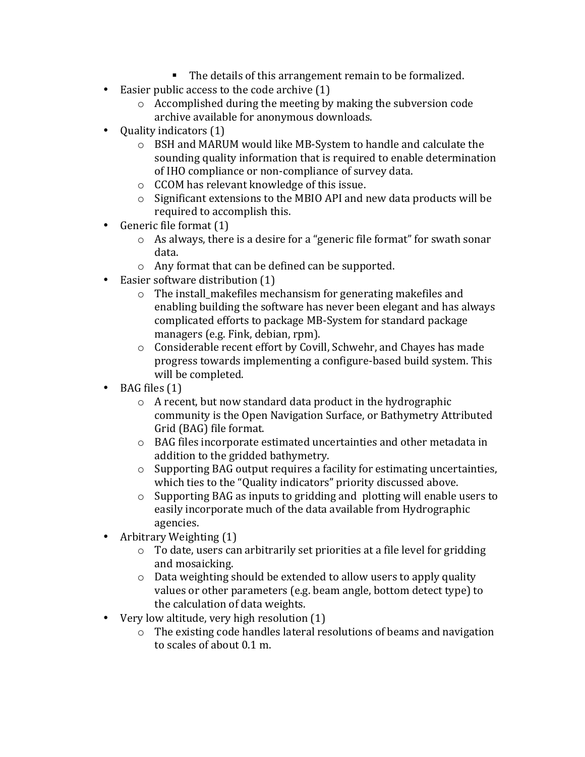- The details of this arrangement remain to be formalized.
- Easier public access to the code archive (1)
    - Accomplished during the meeting by making the subversion code archive available for anonymous downloads.
- Quality indicators (1)
    - BSH and MARUM would like MB-System to handle and calculate the sounding quality information that is required to enable determination of IHO compliance or non-compliance of survey data.
    - CCOM has relevant knowledge of this issue.
    - Significant extensions to the MBIO API and new data products will be required to accomplish this.
- Generic file format (1)
    - As always, there is a desire for a "generic file format" for swath sonar data.
    - Any format that can be defined can be supported.
- Easier software distribution (1)
    - The install_makefiles mechansism for generating makefiles and enabling building the software has never been elegant and has always complicated efforts to package MB-System for standard package managers (e.g. Fink, debian, rpm).
    - Considerable recent effort by Covill, Schwehr, and Chayes has made progress towards implementing a configure-based build system. This will be completed.
- BAG files (1)
    - A recent, but now standard data product in the hydrographic community is the Open Navigation Surface, or Bathymetry Attributed Grid (BAG) file format.
    - BAG files incorporate estimated uncertainties and other metadata in addition to the gridded bathymetry.
    - Supporting BAG output requires a facility for estimating uncertainties, which ties to the "Quality indicators" priority discussed above.
    - Supporting BAG as inputs to gridding and plotting will enable users to easily incorporate much of the data available from Hydrographic agencies.
- Arbitrary Weighting (1)
    - To date, users can arbitrarily set priorities at a file level for gridding and mosaicking.
    - Data weighting should be extended to allow users to apply quality values or other parameters (e.g. beam angle, bottom detect type) to the calculation of data weights.
- Very low altitude, very high resolution (1)
    - The existing code handles lateral resolutions of beams and navigation to scales of about 0.1 m.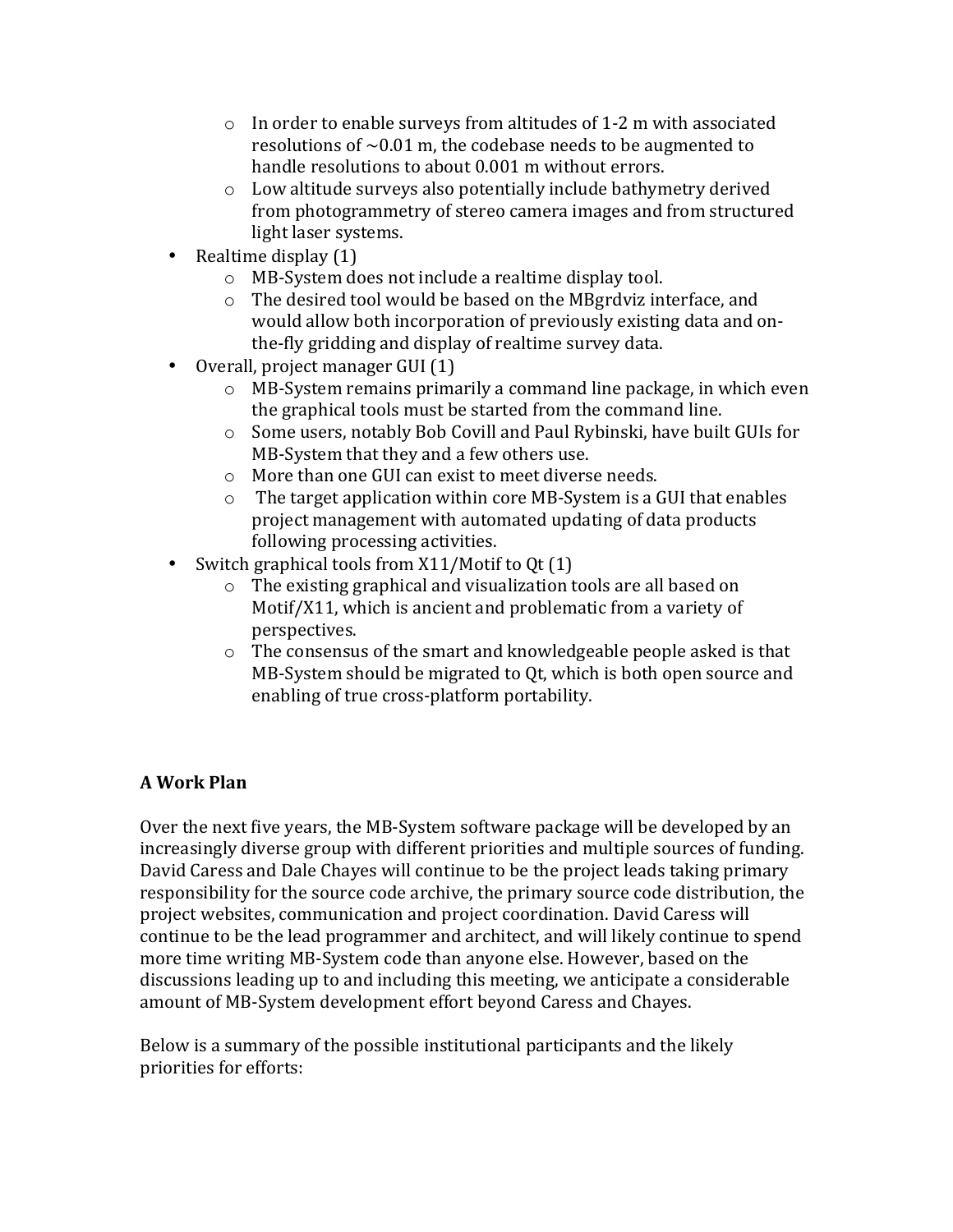- In order to enable surveys from altitudes of 1-2 m with associated resolutions of ~0.01 m, the codebase needs to be augmented to handle resolutions to about 0.001 m without errors.
    - Low altitude surveys also potentially include bathymetry derived from photogrammetry of stereo camera images and from structured light laser systems.
- Realtime display (1)
    - MB-System does not include a realtime display tool.
    - The desired tool would be based on the MBgrdviz interface, and would allow both incorporation of previously existing data and on-the-fly gridding and display of realtime survey data.
- Overall, project manager GUI (1)
    - MB-System remains primarily a command line package, in which even the graphical tools must be started from the command line.
    - Some users, notably Bob Covill and Paul Rybinski, have built GUIs for MB-System that they and a few others use.
    - More than one GUI can exist to meet diverse needs.
    - The target application within core MB-System is a GUI that enables project management with automated updating of data products following processing activities.
- Switch graphical tools from X11/Motif to Qt (1)
    - The existing graphical and visualization tools are all based on Motif/X11, which is ancient and problematic from a variety of perspectives.
    - The consensus of the smart and knowledgeable people asked is that MB-System should be migrated to Qt, which is both open source and enabling of true cross-platform portability.

**A Work Plan**

Over the next five years, the MB-System software package will be developed by an increasingly diverse group with different priorities and multiple sources of funding. David Caress and Dale Chayes will continue to be the project leads taking primary responsibility for the source code archive, the primary source code distribution, the project websites, communication and project coordination. David Caress will continue to be the lead programmer and architect, and will likely continue to spend more time writing MB-System code than anyone else. However, based on the discussions leading up to and including this meeting, we anticipate a considerable amount of MB-System development effort beyond Caress and Chayes.

Below is a summary of the possible institutional participants and the likely priorities for efforts: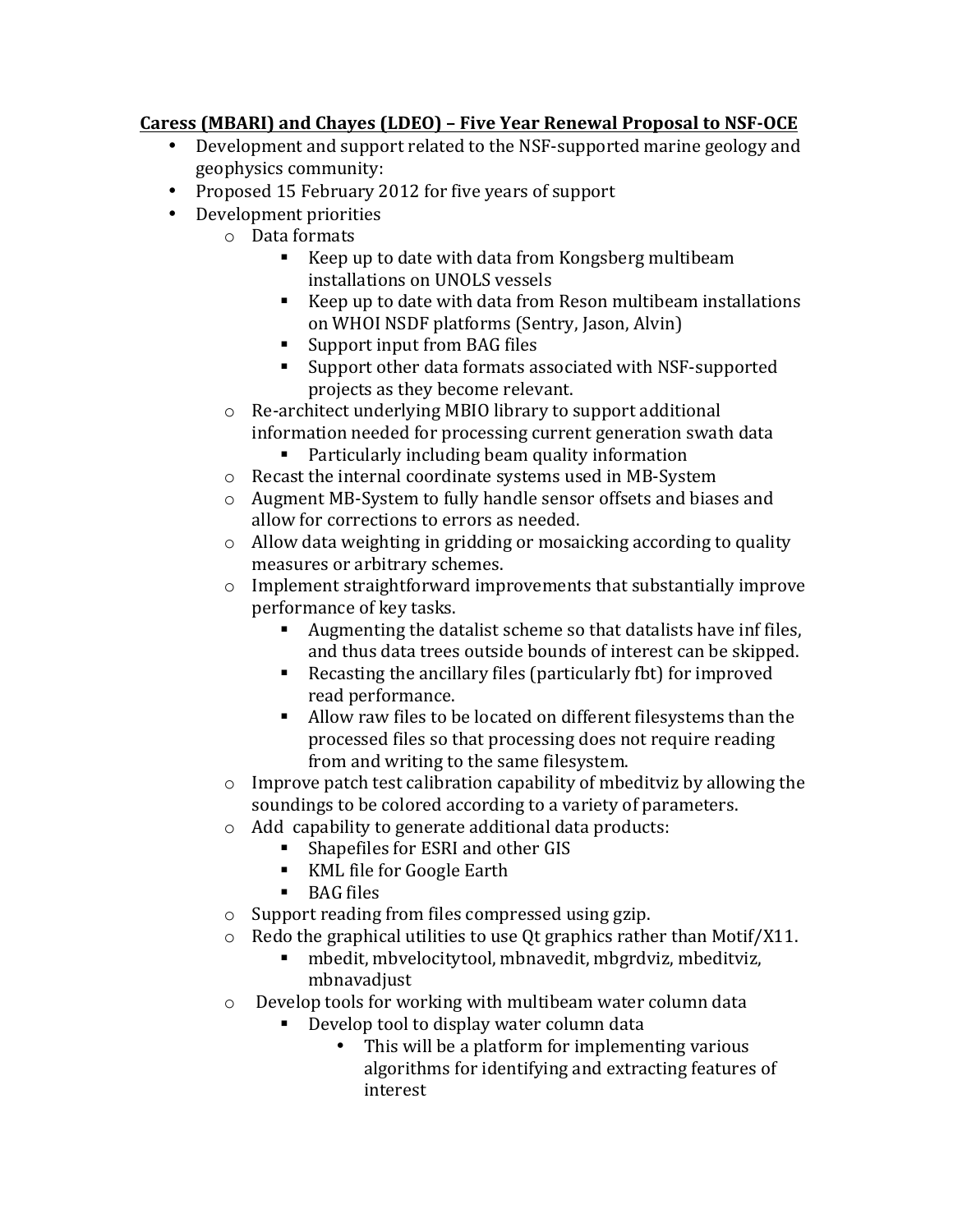**Caress (MBARI) and Chayes (LDEO) – Five Year Renewal Proposal to NSF-OCE**

- Development and support related to the NSF-supported marine geology and geophysics community:
- Proposed 15 February 2012 for five years of support
- Development priorities
    - Data formats
        - Keep up to date with data from Kongsberg multibeam installations on UNOLS vessels
        - Keep up to date with data from Reson multibeam installations on WHOI NSDF platforms (Sentry, Jason, Alvin)
        - Support input from BAG files
        - Support other data formats associated with NSF-supported projects as they become relevant.
    - Re-architect underlying MBIO library to support additional information needed for processing current generation swath data
        - Particularly including beam quality information
    - Recast the internal coordinate systems used in MB-System
    - Augment MB-System to fully handle sensor offsets and biases and allow for corrections to errors as needed.
    - Allow data weighting in gridding or mosaicking according to quality measures or arbitrary schemes.
    - Implement straightforward improvements that substantially improve performance of key tasks.
        - Augmenting the datalist scheme so that datalists have inf files, and thus data trees outside bounds of interest can be skipped.
        - Recasting the ancillary files (particularly fbt) for improved read performance.
        - Allow raw files to be located on different filesystems than the processed files so that processing does not require reading from and writing to the same filesystem.
    - Improve patch test calibration capability of mbeditviz by allowing the soundings to be colored according to a variety of parameters.
    - Add capability to generate additional data products:
        - Shapefiles for ESRI and other GIS
        - KML file for Google Earth
        - BAG files
    - Support reading from files compressed using gzip.
    - Redo the graphical utilities to use Qt graphics rather than Motif/X11.
        - mbedit, mbvelocitytool, mbnavedit, mbgrdviz, mbeditviz, mbnavadjust
    - Develop tools for working with multibeam water column data
        - Develop tool to display water column data
            - This will be a platform for implementing various algorithms for identifying and extracting features of interest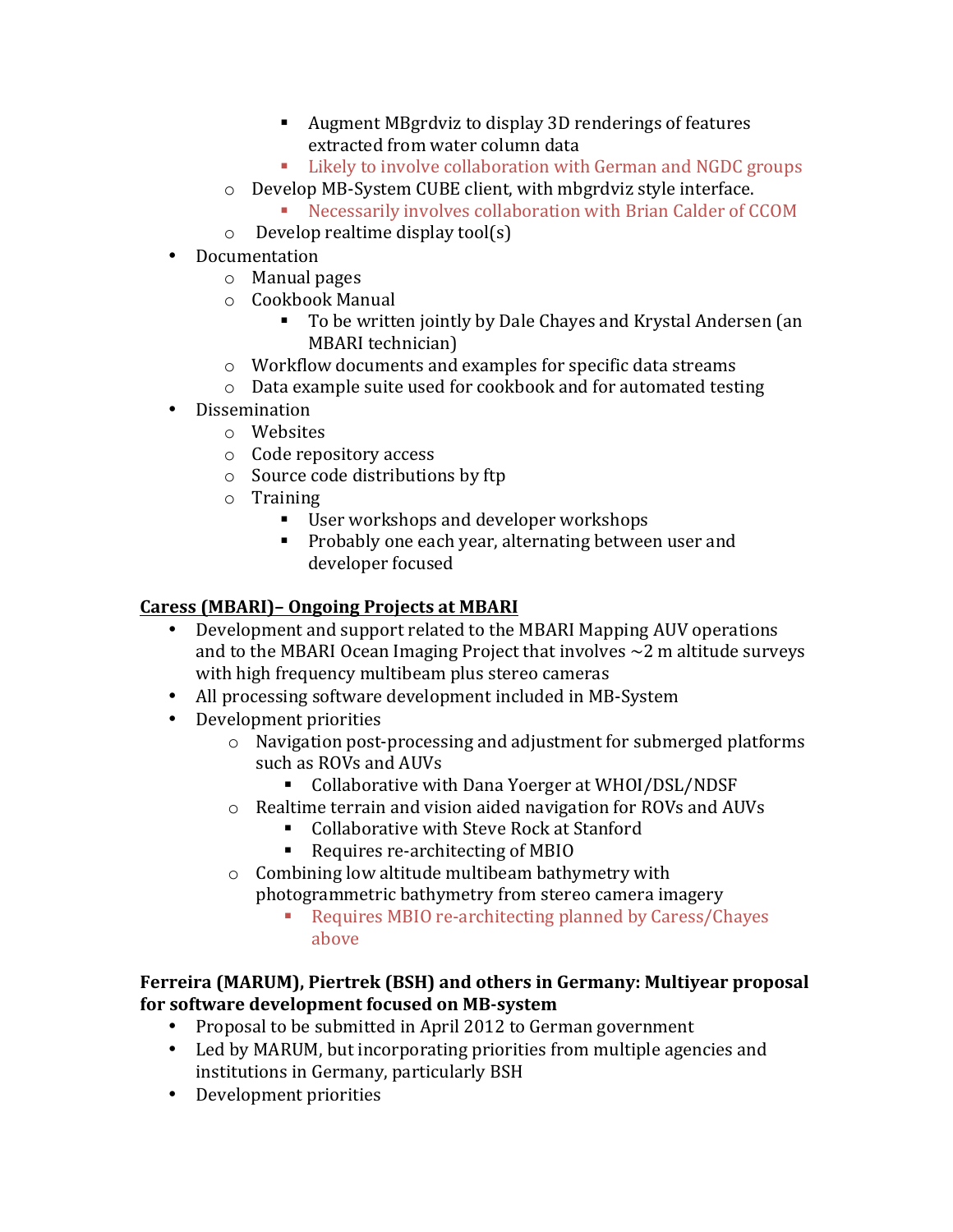- Augment MBgrdviz to display 3D renderings of features extracted from water column data
      - Likely to involve collaboration with German and NGDC groups
    - Develop MB-System CUBE client, with mbgrdviz style interface.
      - Necessarily involves collaboration with Brian Calder of CCOM
    - Develop realtime display tool(s)
- Documentation
    - Manual pages
    - Cookbook Manual
        - To be written jointly by Dale Chayes and Krystal Andersen (an MBARI technician)
    - Workflow documents and examples for specific data streams
    - Data example suite used for cookbook and for automated testing
- Dissemination
    - Websites
    - Code repository access
    - Source code distributions by ftp
    - Training
        - User workshops and developer workshops
        - Probably one each year, alternating between user and developer focused

**<u>Caress (MBARI)– Ongoing Projects at MBARI</u>**

- Development and support related to the MBARI Mapping AUV operations and to the MBARI Ocean Imaging Project that involves ~2 m altitude surveys with high frequency multibeam plus stereo cameras
- All processing software development included in MB-System
- Development priorities
    - Navigation post-processing and adjustment for submerged platforms such as ROVs and AUVs
        - Collaborative with Dana Yoerger at WHOI/DSL/NDSF
    - Realtime terrain and vision aided navigation for ROVs and AUVs
        - Collaborative with Steve Rock at Stanford
        - Requires re-architecting of MBIO
    - Combining low altitude multibeam bathymetry with photogrammetric bathymetry from stereo camera imagery
        - Requires MBIO re-architecting planned by Caress/Chayes above

**Ferreira (MARUM), Piertrek (BSH) and others in Germany: Multiyear proposal for software development focused on MB-system**

- Proposal to be submitted in April 2012 to German government
- Led by MARUM, but incorporating priorities from multiple agencies and institutions in Germany, particularly BSH
- Development priorities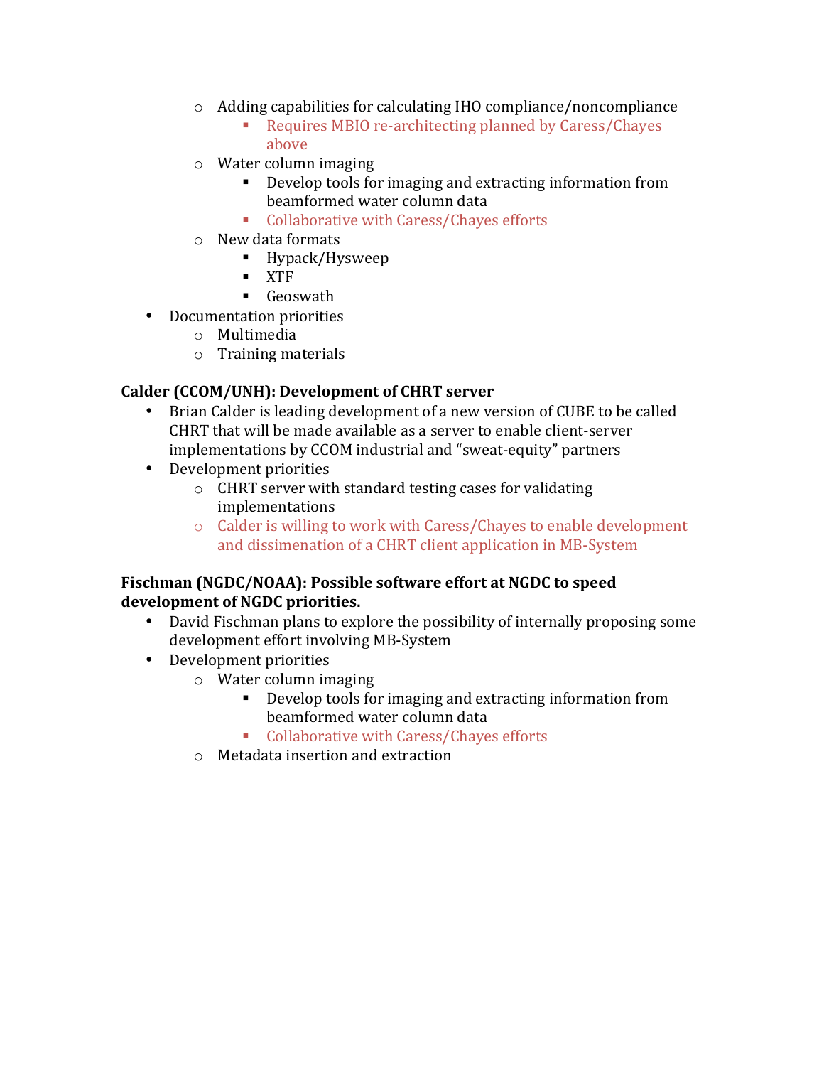- Adding capabilities for calculating IHO compliance/noncompliance
        - Requires MBIO re-architecting planned by Caress/Chayes above
    - Water column imaging
        - Develop tools for imaging and extracting information from beamformed water column data
        - Collaborative with Caress/Chayes efforts
    - New data formats
        - Hypack/Hysweep
        - XTF
        - Geoswath
- Documentation priorities
    - Multimedia
    - Training materials

**Calder (CCOM/UNH): Development of CHRT server**

- Brian Calder is leading development of a new version of CUBE to be called CHRT that will be made available as a server to enable client-server implementations by CCOM industrial and "sweat-equity" partners
- Development priorities
    - CHRT server with standard testing cases for validating implementations
    - Calder is willing to work with Caress/Chayes to enable development and dissimenation of a CHRT client application in MB-System

**Fischman (NGDC/NOAA): Possible software effort at NGDC to speed development of NGDC priorities.**

- David Fischman plans to explore the possibility of internally proposing some development effort involving MB-System
- Development priorities
    - Water column imaging
        - Develop tools for imaging and extracting information from beamformed water column data
        - Collaborative with Caress/Chayes efforts
    - Metadata insertion and extraction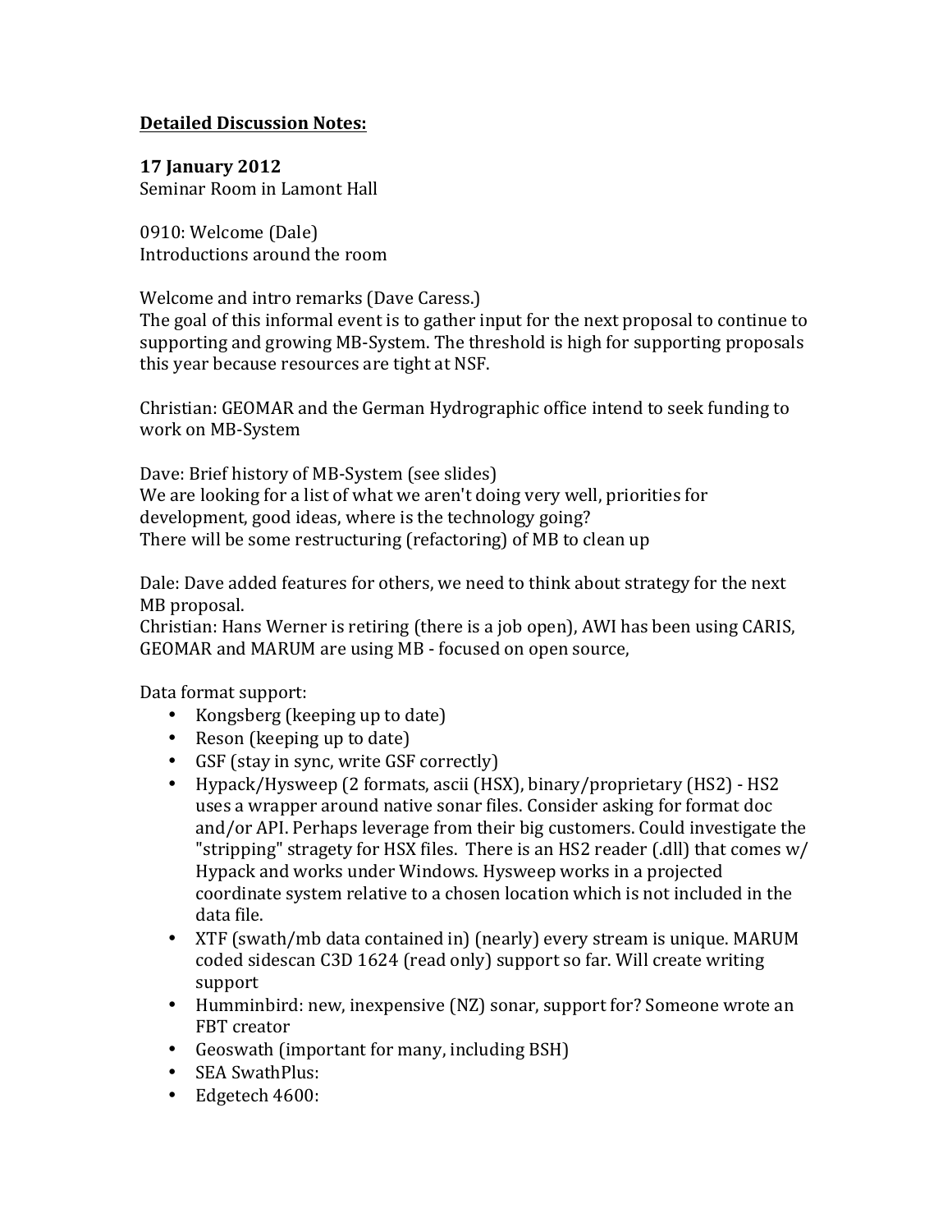**Detailed Discussion Notes:**

**17 January 2012**
Seminar Room in Lamont Hall

0910: Welcome (Dale)
Introductions around the room

Welcome and intro remarks (Dave Caress.)
The goal of this informal event is to gather input for the next proposal to continue to supporting and growing MB-System. The threshold is high for supporting proposals this year because resources are tight at NSF.

Christian: GEOMAR and the German Hydrographic office intend to seek funding to work on MB-System

Dave: Brief history of MB-System (see slides)
We are looking for a list of what we aren't doing very well, priorities for development, good ideas, where is the technology going?
There will be some restructuring (refactoring) of MB to clean up

Dale: Dave added features for others, we need to think about strategy for the next MB proposal.
Christian: Hans Werner is retiring (there is a job open), AWI has been using CARIS, GEOMAR and MARUM are using MB - focused on open source,

Data format support:

- Kongsberg (keeping up to date)
- Reson (keeping up to date)
- GSF (stay in sync, write GSF correctly)
- Hypack/Hysweep (2 formats, ascii (HSX), binary/proprietary (HS2) - HS2 uses a wrapper around native sonar files. Consider asking for format doc and/or API. Perhaps leverage from their big customers. Could investigate the "stripping" stragety for HSX files. There is an HS2 reader (.dll) that comes w/ Hypack and works under Windows. Hysweep works in a projected coordinate system relative to a chosen location which is not included in the data file.
- XTF (swath/mb data contained in) (nearly) every stream is unique. MARUM coded sidescan C3D 1624 (read only) support so far. Will create writing support
- Humminbird: new, inexpensive (NZ) sonar, support for? Someone wrote an FBT creator
- Geoswath (important for many, including BSH)
- SEA SwathPlus:
- Edgetech 4600: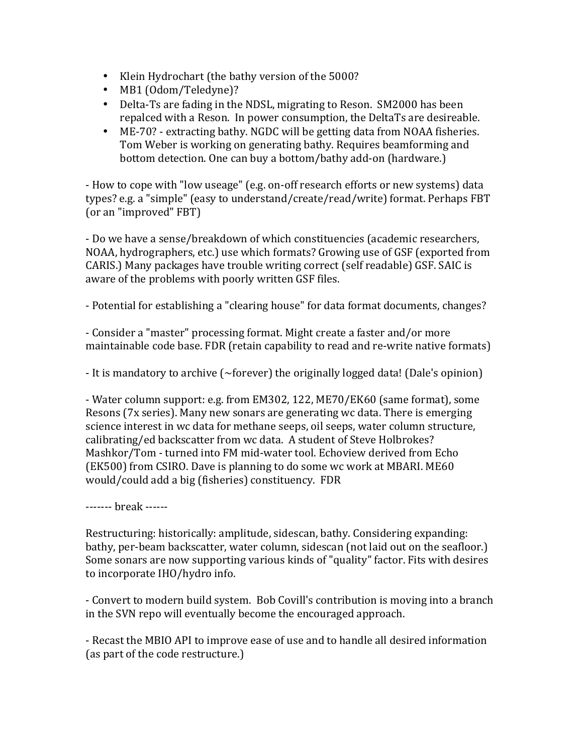- Klein Hydrochart (the bathy version of the 5000?
- MB1 (Odom/Teledyne)?
- Delta-Ts are fading in the NDSL, migrating to Reson. SM2000 has been repalced with a Reson. In power consumption, the DeltaTs are desireable.
- ME-70? - extracting bathy. NGDC will be getting data from NOAA fisheries. Tom Weber is working on generating bathy. Requires beamforming and bottom detection. One can buy a bottom/bathy add-on (hardware.)

- How to cope with "low useage" (e.g. on-off research efforts or new systems) data types? e.g. a "simple" (easy to understand/create/read/write) format. Perhaps FBT (or an "improved" FBT)

- Do we have a sense/breakdown of which constituencies (academic researchers, NOAA, hydrographers, etc.) use which formats? Growing use of GSF (exported from CARIS.) Many packages have trouble writing correct (self readable) GSF. SAIC is aware of the problems with poorly written GSF files.

- Potential for establishing a "clearing house" for data format documents, changes?

- Consider a "master" processing format. Might create a faster and/or more maintainable code base. FDR (retain capability to read and re-write native formats)

- It is mandatory to archive (~forever) the originally logged data! (Dale's opinion)

- Water column support: e.g. from EM302, 122, ME70/EK60 (same format), some Resons (7x series). Many new sonars are generating wc data. There is emerging science interest in wc data for methane seeps, oil seeps, water column structure, calibrating/ed backscatter from wc data. A student of Steve Holbrokes? Mashkor/Tom - turned into FM mid-water tool. Echoview derived from Echo (EK500) from CSIRO. Dave is planning to do some wc work at MBARI. ME60 would/could add a big (fisheries) constituency. FDR

------- break ------

Restructuring: historically: amplitude, sidescan, bathy. Considering expanding: bathy, per-beam backscatter, water column, sidescan (not laid out on the seafloor.) Some sonars are now supporting various kinds of "quality" factor. Fits with desires to incorporate IHO/hydro info.

- Convert to modern build system. Bob Covill's contribution is moving into a branch in the SVN repo will eventually become the encouraged approach.

- Recast the MBIO API to improve ease of use and to handle all desired information (as part of the code restructure.)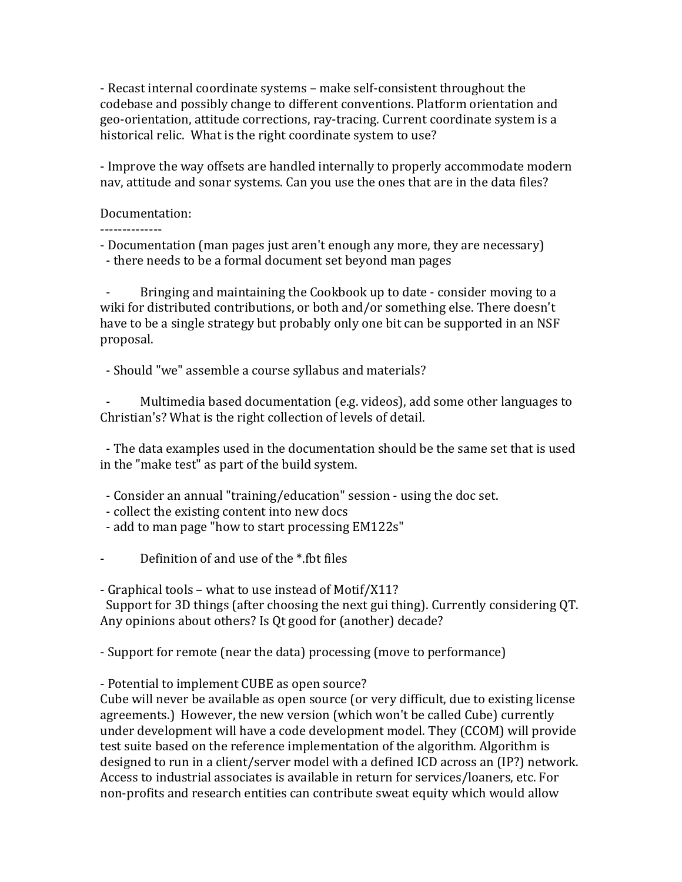- Recast internal coordinate systems – make self-consistent throughout the codebase and possibly change to different conventions. Platform orientation and geo-orientation, attitude corrections, ray-tracing. Current coordinate system is a historical relic. What is the right coordinate system to use?

- Improve the way offsets are handled internally to properly accommodate modern nav, attitude and sonar systems. Can you use the ones that are in the data files?

Documentation:
--------------

- Documentation (man pages just aren't enough any more, they are necessary)
  - there needs to be a formal document set beyond man pages

  - Bringing and maintaining the Cookbook up to date - consider moving to a wiki for distributed contributions, or both and/or something else. There doesn't have to be a single strategy but probably only one bit can be supported in an NSF proposal.

  - Should "we" assemble a course syllabus and materials?

  - Multimedia based documentation (e.g. videos), add some other languages to Christian's? What is the right collection of levels of detail.

  - The data examples used in the documentation should be the same set that is used in the "make test" as part of the build system.

  - Consider an annual "training/education" session - using the doc set.
  - collect the existing content into new docs
  - add to man page "how to start processing EM122s"

- Definition of and use of the *.fbt files

- Graphical tools – what to use instead of Motif/X11?
  Support for 3D things (after choosing the next gui thing). Currently considering QT. Any opinions about others? Is Qt good for (another) decade?

- Support for remote (near the data) processing (move to performance)

- Potential to implement CUBE as open source?
Cube will never be available as open source (or very difficult, due to existing license agreements.) However, the new version (which won't be called Cube) currently under development will have a code development model. They (CCOM) will provide test suite based on the reference implementation of the algorithm. Algorithm is designed to run in a client/server model with a defined ICD across an (IP?) network. Access to industrial associates is available in return for services/loaners, etc. For non-profits and research entities can contribute sweat equity which would allow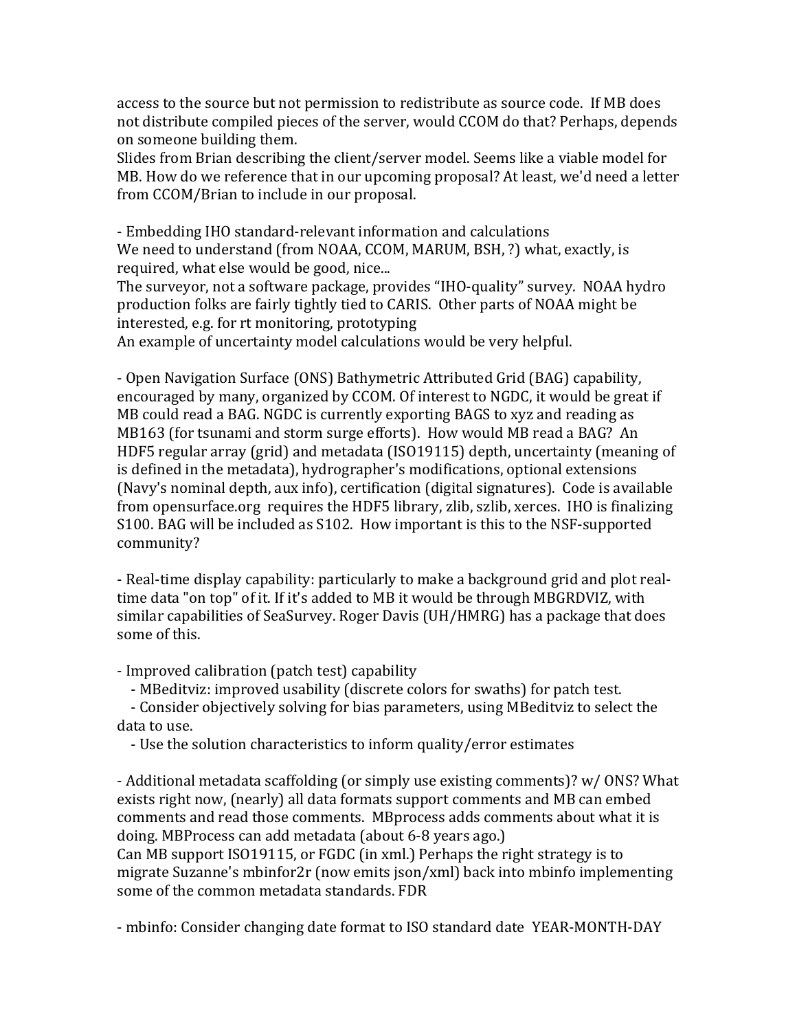access to the source but not permission to redistribute as source code.  If MB does not distribute compiled pieces of the server, would CCOM do that? Perhaps, depends on someone building them.
Slides from Brian describing the client/server model. Seems like a viable model for MB. How do we reference that in our upcoming proposal? At least, we'd need a letter from CCOM/Brian to include in our proposal.

- Embedding IHO standard-relevant information and calculations
We need to understand (from NOAA, CCOM, MARUM, BSH, ?) what, exactly, is required, what else would be good, nice...
The surveyor, not a software package, provides "IHO-quality" survey.  NOAA hydro production folks are fairly tightly tied to CARIS.  Other parts of NOAA might be interested, e.g. for rt monitoring, prototyping
An example of uncertainty model calculations would be very helpful.

- Open Navigation Surface (ONS) Bathymetric Attributed Grid (BAG) capability, encouraged by many, organized by CCOM. Of interest to NGDC, it would be great if MB could read a BAG. NGDC is currently exporting BAGS to xyz and reading as MB163 (for tsunami and storm surge efforts).  How would MB read a BAG?  An HDF5 regular array (grid) and metadata (ISO19115) depth, uncertainty (meaning of is defined in the metadata), hydrographer's modifications, optional extensions (Navy's nominal depth, aux info), certification (digital signatures).  Code is available from opensurface.org  requires the HDF5 library, zlib, szlib, xerces.  IHO is finalizing S100. BAG will be included as S102.  How important is this to the NSF-supported community?

- Real-time display capability: particularly to make a background grid and plot real-time data "on top" of it. If it's added to MB it would be through MBGRDVIZ, with similar capabilities of SeaSurvey. Roger Davis (UH/HMRG) has a package that does some of this.

- Improved calibration (patch test) capability
   - MBeditviz: improved usability (discrete colors for swaths) for patch test.
   - Consider objectively solving for bias parameters, using MBeditviz to select the data to use.
   - Use the solution characteristics to inform quality/error estimates

- Additional metadata scaffolding (or simply use existing comments)? w/ ONS? What exists right now, (nearly) all data formats support comments and MB can embed comments and read those comments.  MBprocess adds comments about what it is doing. MBProcess can add metadata (about 6-8 years ago.)
Can MB support ISO19115, or FGDC (in xml.) Perhaps the right strategy is to migrate Suzanne's mbinfor2r (now emits json/xml) back into mbinfo implementing some of the common metadata standards. FDR

- mbinfo: Consider changing date format to ISO standard date  YEAR-MONTH-DAY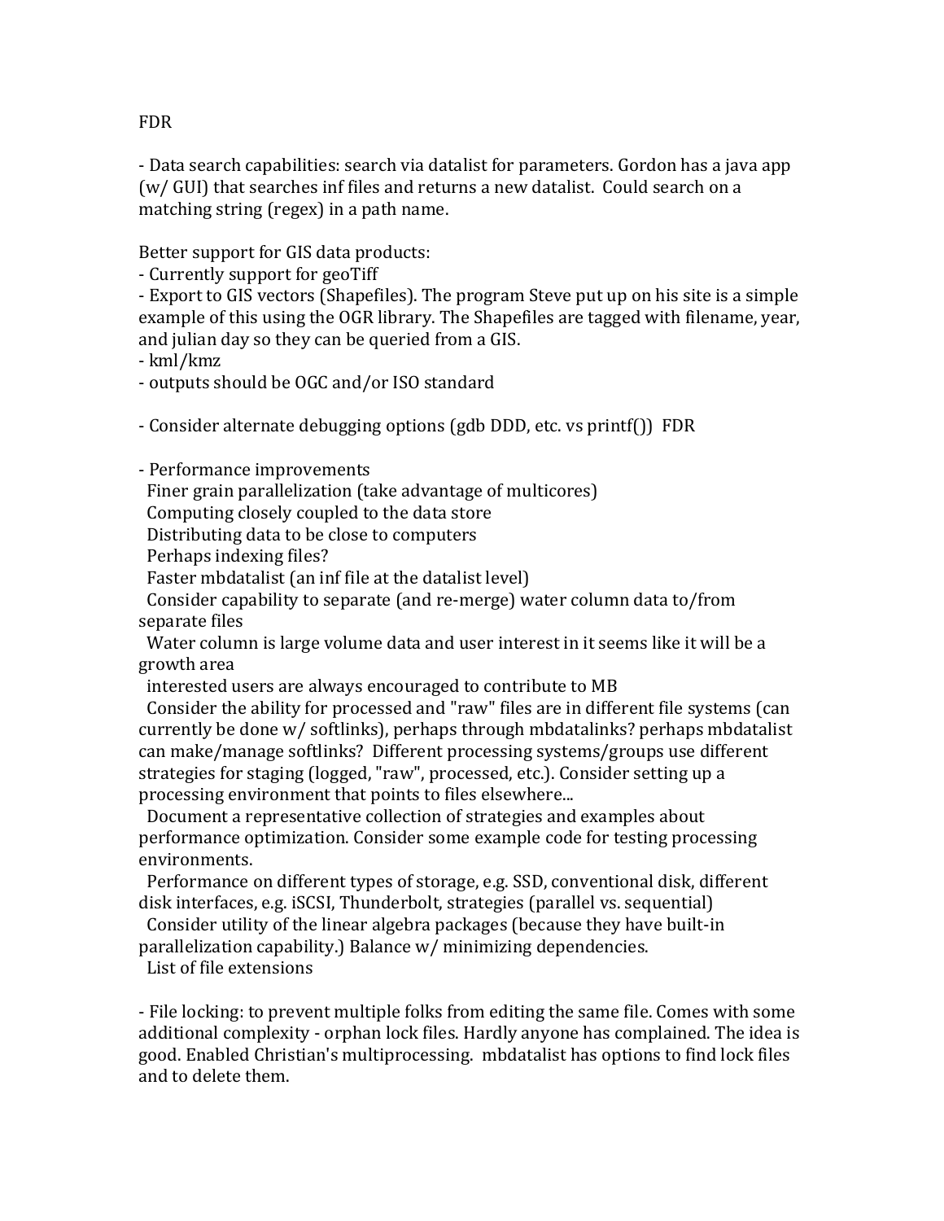FDR

- Data search capabilities: search via datalist for parameters. Gordon has a java app (w/ GUI) that searches inf files and returns a new datalist. Could search on a matching string (regex) in a path name.

Better support for GIS data products:
- Currently support for geoTiff
- Export to GIS vectors (Shapefiles). The program Steve put up on his site is a simple example of this using the OGR library. The Shapefiles are tagged with filename, year, and julian day so they can be queried from a GIS.
- kml/kmz
- outputs should be OGC and/or ISO standard

- Consider alternate debugging options (gdb DDD, etc. vs printf()) FDR

- Performance improvements
  Finer grain parallelization (take advantage of multicores)
  Computing closely coupled to the data store
  Distributing data to be close to computers
  Perhaps indexing files?
  Faster mbdatalist (an inf file at the datalist level)
  Consider capability to separate (and re-merge) water column data to/from separate files
  Water column is large volume data and user interest in it seems like it will be a growth area
  interested users are always encouraged to contribute to MB
  Consider the ability for processed and "raw" files are in different file systems (can currently be done w/ softlinks), perhaps through mbdatalinks? perhaps mbdatalist can make/manage softlinks? Different processing systems/groups use different strategies for staging (logged, "raw", processed, etc.). Consider setting up a processing environment that points to files elsewhere...
  Document a representative collection of strategies and examples about performance optimization. Consider some example code for testing processing environments.
  Performance on different types of storage, e.g. SSD, conventional disk, different disk interfaces, e.g. iSCSI, Thunderbolt, strategies (parallel vs. sequential)
  Consider utility of the linear algebra packages (because they have built-in parallelization capability.) Balance w/ minimizing dependencies.
  List of file extensions

- File locking: to prevent multiple folks from editing the same file. Comes with some additional complexity - orphan lock files. Hardly anyone has complained. The idea is good. Enabled Christian's multiprocessing. mbdatalist has options to find lock files and to delete them.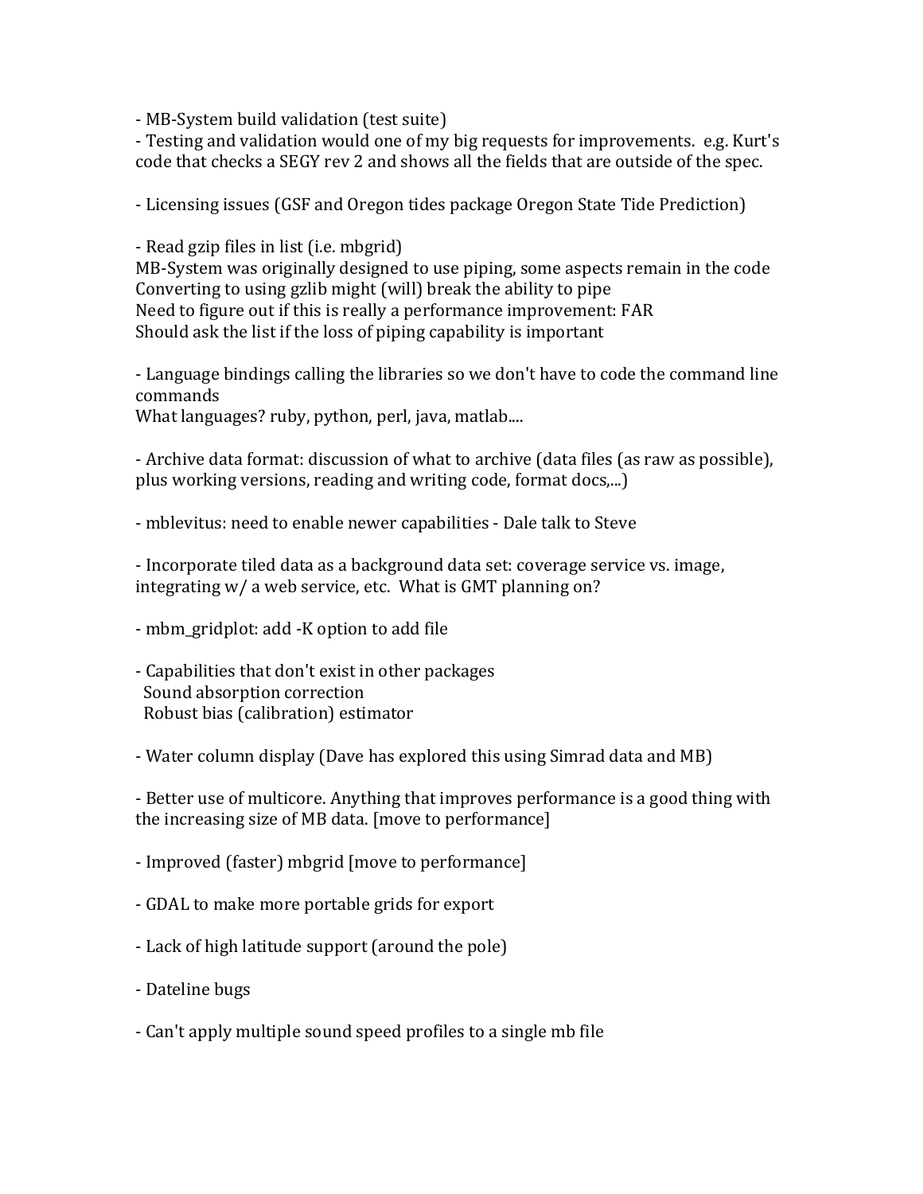- MB-System build validation (test suite)
- Testing and validation would one of my big requests for improvements. e.g. Kurt's code that checks a SEGY rev 2 and shows all the fields that are outside of the spec.

- Licensing issues (GSF and Oregon tides package Oregon State Tide Prediction)

- Read gzip files in list (i.e. mbgrid)
MB-System was originally designed to use piping, some aspects remain in the code
Converting to using gzlib might (will) break the ability to pipe
Need to figure out if this is really a performance improvement: FAR
Should ask the list if the loss of piping capability is important

- Language bindings calling the libraries so we don't have to code the command line commands
What languages? ruby, python, perl, java, matlab....

- Archive data format: discussion of what to archive (data files (as raw as possible), plus working versions, reading and writing code, format docs,...)

- mblevitus: need to enable newer capabilities - Dale talk to Steve

- Incorporate tiled data as a background data set: coverage service vs. image, integrating w/ a web service, etc. What is GMT planning on?

- mbm_gridplot: add -K option to add file

- Capabilities that don't exist in other packages
  Sound absorption correction
  Robust bias (calibration) estimator

- Water column display (Dave has explored this using Simrad data and MB)

- Better use of multicore. Anything that improves performance is a good thing with the increasing size of MB data. [move to performance]

- Improved (faster) mbgrid [move to performance]

- GDAL to make more portable grids for export

- Lack of high latitude support (around the pole)

- Dateline bugs

- Can't apply multiple sound speed profiles to a single mb file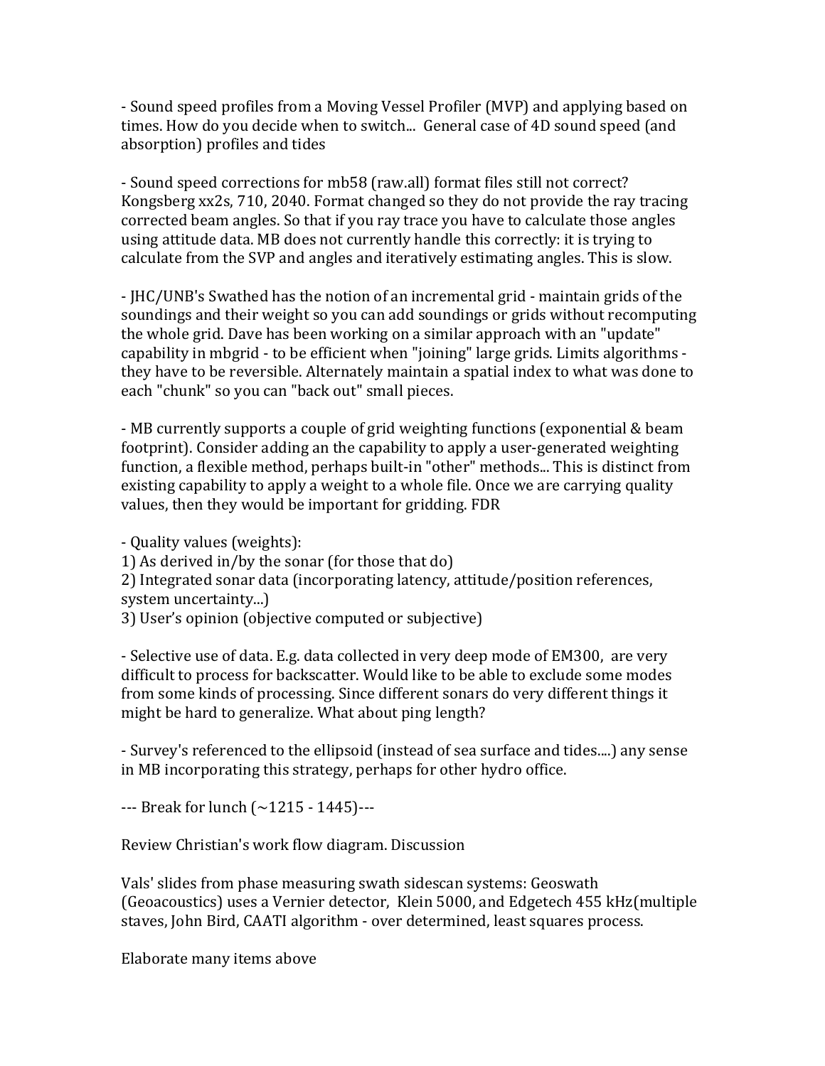- Sound speed profiles from a Moving Vessel Profiler (MVP) and applying based on times. How do you decide when to switch... General case of 4D sound speed (and absorption) profiles and tides

- Sound speed corrections for mb58 (raw.all) format files still not correct? Kongsberg xx2s, 710, 2040. Format changed so they do not provide the ray tracing corrected beam angles. So that if you ray trace you have to calculate those angles using attitude data. MB does not currently handle this correctly: it is trying to calculate from the SVP and angles and iteratively estimating angles. This is slow.

- JHC/UNB's Swathed has the notion of an incremental grid - maintain grids of the soundings and their weight so you can add soundings or grids without recomputing the whole grid. Dave has been working on a similar approach with an "update" capability in mbgrid - to be efficient when "joining" large grids. Limits algorithms - they have to be reversible. Alternately maintain a spatial index to what was done to each "chunk" so you can "back out" small pieces.

- MB currently supports a couple of grid weighting functions (exponential & beam footprint). Consider adding an the capability to apply a user-generated weighting function, a flexible method, perhaps built-in "other" methods... This is distinct from existing capability to apply a weight to a whole file. Once we are carrying quality values, then they would be important for gridding. FDR

- Quality values (weights):
1) As derived in/by the sonar (for those that do)
2) Integrated sonar data (incorporating latency, attitude/position references, system uncertainty...)
3) User's opinion (objective computed or subjective)

- Selective use of data. E.g. data collected in very deep mode of EM300, are very difficult to process for backscatter. Would like to be able to exclude some modes from some kinds of processing. Since different sonars do very different things it might be hard to generalize. What about ping length?

- Survey's referenced to the ellipsoid (instead of sea surface and tides....) any sense in MB incorporating this strategy, perhaps for other hydro office.

--- Break for lunch (~1215 - 1445)---

Review Christian's work flow diagram. Discussion

Vals' slides from phase measuring swath sidescan systems: Geoswath (Geoacoustics) uses a Vernier detector, Klein 5000, and Edgetech 455 kHz(multiple staves, John Bird, CAATI algorithm - over determined, least squares process.

Elaborate many items above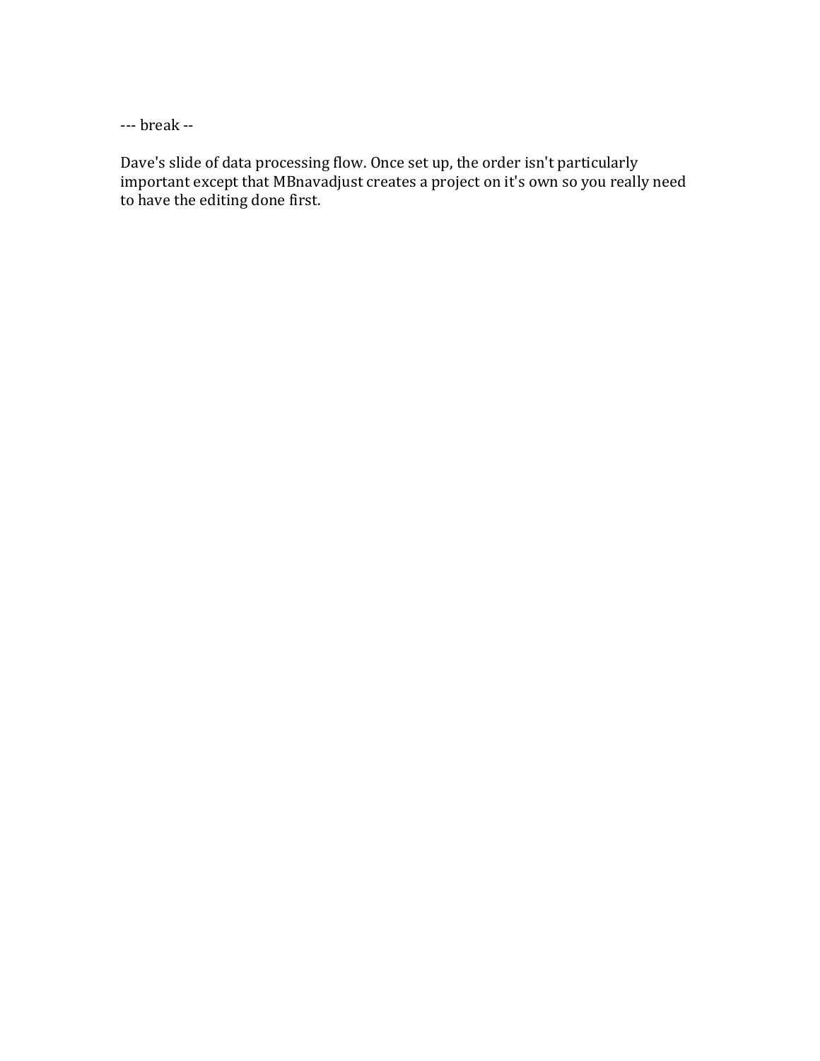--- break --

Dave's slide of data processing flow. Once set up, the order isn't particularly important except that MBnavadjust creates a project on it's own so you really need to have the editing done first.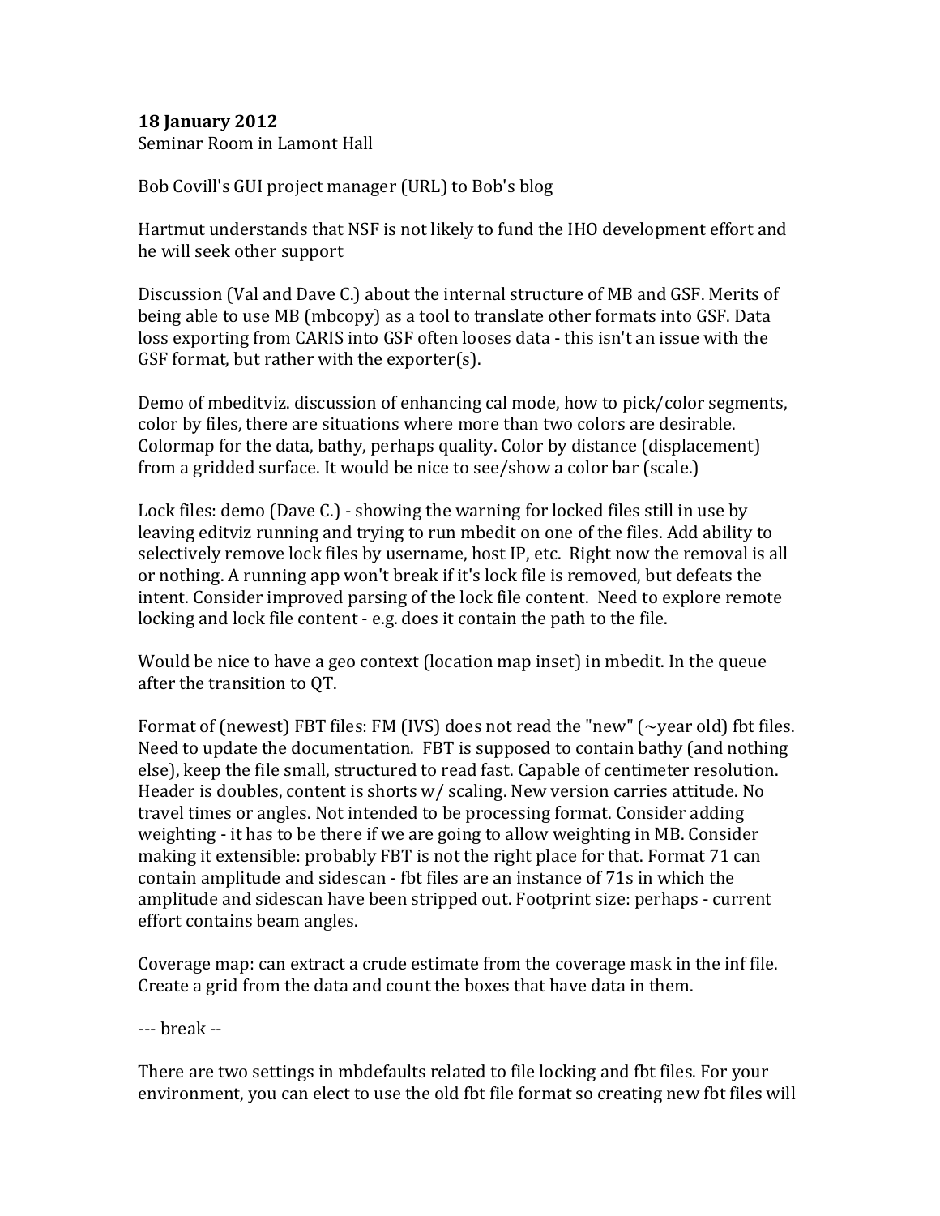**18 January 2012**
Seminar Room in Lamont Hall

Bob Covill's GUI project manager (URL) to Bob's blog

Hartmut understands that NSF is not likely to fund the IHO development effort and he will seek other support

Discussion (Val and Dave C.) about the internal structure of MB and GSF. Merits of being able to use MB (mbcopy) as a tool to translate other formats into GSF. Data loss exporting from CARIS into GSF often looses data - this isn't an issue with the GSF format, but rather with the exporter(s).

Demo of mbeditviz. discussion of enhancing cal mode, how to pick/color segments, color by files, there are situations where more than two colors are desirable. Colormap for the data, bathy, perhaps quality. Color by distance (displacement) from a gridded surface. It would be nice to see/show a color bar (scale.)

Lock files: demo (Dave C.) - showing the warning for locked files still in use by leaving editviz running and trying to run mbedit on one of the files. Add ability to selectively remove lock files by username, host IP, etc. Right now the removal is all or nothing. A running app won't break if it's lock file is removed, but defeats the intent. Consider improved parsing of the lock file content. Need to explore remote locking and lock file content - e.g. does it contain the path to the file.

Would be nice to have a geo context (location map inset) in mbedit. In the queue after the transition to QT.

Format of (newest) FBT files: FM (IVS) does not read the "new" (~year old) fbt files. Need to update the documentation. FBT is supposed to contain bathy (and nothing else), keep the file small, structured to read fast. Capable of centimeter resolution. Header is doubles, content is shorts w/ scaling. New version carries attitude. No travel times or angles. Not intended to be processing format. Consider adding weighting - it has to be there if we are going to allow weighting in MB. Consider making it extensible: probably FBT is not the right place for that. Format 71 can contain amplitude and sidescan - fbt files are an instance of 71s in which the amplitude and sidescan have been stripped out. Footprint size: perhaps - current effort contains beam angles.

Coverage map: can extract a crude estimate from the coverage mask in the inf file. Create a grid from the data and count the boxes that have data in them.

--- break --

There are two settings in mbdefaults related to file locking and fbt files. For your environment, you can elect to use the old fbt file format so creating new fbt files will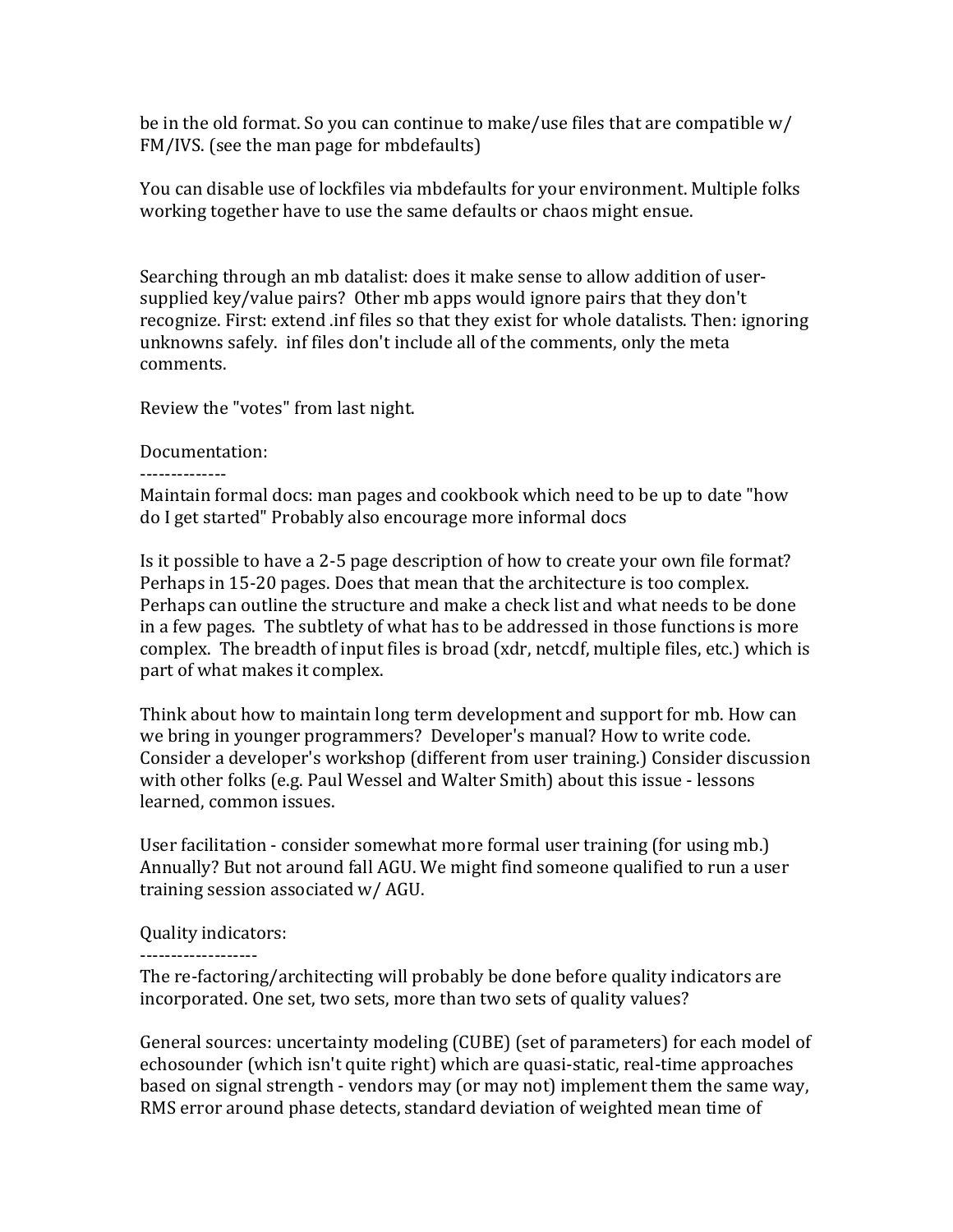be in the old format. So you can continue to make/use files that are compatible w/ FM/IVS. (see the man page for mbdefaults)

You can disable use of lockfiles via mbdefaults for your environment. Multiple folks working together have to use the same defaults or chaos might ensue.

Searching through an mb datalist: does it make sense to allow addition of user-supplied key/value pairs? Other mb apps would ignore pairs that they don't recognize. First: extend .inf files so that they exist for whole datalists. Then: ignoring unknowns safely. inf files don't include all of the comments, only the meta comments.

Review the "votes" from last night.

Documentation:
--------------
Maintain formal docs: man pages and cookbook which need to be up to date "how do I get started" Probably also encourage more informal docs

Is it possible to have a 2-5 page description of how to create your own file format? Perhaps in 15-20 pages. Does that mean that the architecture is too complex. Perhaps can outline the structure and make a check list and what needs to be done in a few pages. The subtlety of what has to be addressed in those functions is more complex. The breadth of input files is broad (xdr, netcdf, multiple files, etc.) which is part of what makes it complex.

Think about how to maintain long term development and support for mb. How can we bring in younger programmers? Developer's manual? How to write code. Consider a developer's workshop (different from user training.) Consider discussion with other folks (e.g. Paul Wessel and Walter Smith) about this issue - lessons learned, common issues.

User facilitation - consider somewhat more formal user training (for using mb.) Annually? But not around fall AGU. We might find someone qualified to run a user training session associated w/ AGU.

Quality indicators:
-------------------
The re-factoring/architecting will probably be done before quality indicators are incorporated. One set, two sets, more than two sets of quality values?

General sources: uncertainty modeling (CUBE) (set of parameters) for each model of echosounder (which isn't quite right) which are quasi-static, real-time approaches based on signal strength - vendors may (or may not) implement them the same way, RMS error around phase detects, standard deviation of weighted mean time of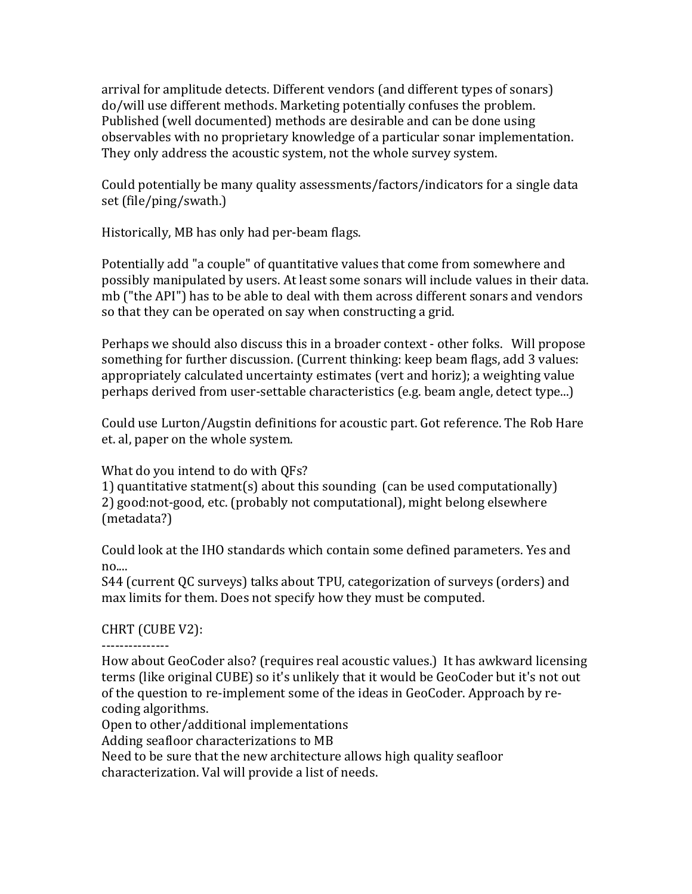arrival for amplitude detects. Different vendors (and different types of sonars) do/will use different methods. Marketing potentially confuses the problem. Published (well documented) methods are desirable and can be done using observables with no proprietary knowledge of a particular sonar implementation. They only address the acoustic system, not the whole survey system.

Could potentially be many quality assessments/factors/indicators for a single data set (file/ping/swath.)

Historically, MB has only had per-beam flags.

Potentially add "a couple" of quantitative values that come from somewhere and possibly manipulated by users. At least some sonars will include values in their data. mb ("the API") has to be able to deal with them across different sonars and vendors so that they can be operated on say when constructing a grid.

Perhaps we should also discuss this in a broader context - other folks. Will propose something for further discussion. (Current thinking: keep beam flags, add 3 values: appropriately calculated uncertainty estimates (vert and horiz); a weighting value perhaps derived from user-settable characteristics (e.g. beam angle, detect type...)

Could use Lurton/Augstin definitions for acoustic part. Got reference. The Rob Hare et. al, paper on the whole system.

What do you intend to do with QFs?
1) quantitative statment(s) about this sounding (can be used computationally)
2) good:not-good, etc. (probably not computational), might belong elsewhere (metadata?)

Could look at the IHO standards which contain some defined parameters. Yes and no....
S44 (current QC surveys) talks about TPU, categorization of surveys (orders) and max limits for them. Does not specify how they must be computed.

CHRT (CUBE V2):
--------------
How about GeoCoder also? (requires real acoustic values.) It has awkward licensing terms (like original CUBE) so it's unlikely that it would be GeoCoder but it's not out of the question to re-implement some of the ideas in GeoCoder. Approach by re-coding algorithms.
Open to other/additional implementations
Adding seafloor characterizations to MB
Need to be sure that the new architecture allows high quality seafloor characterization. Val will provide a list of needs.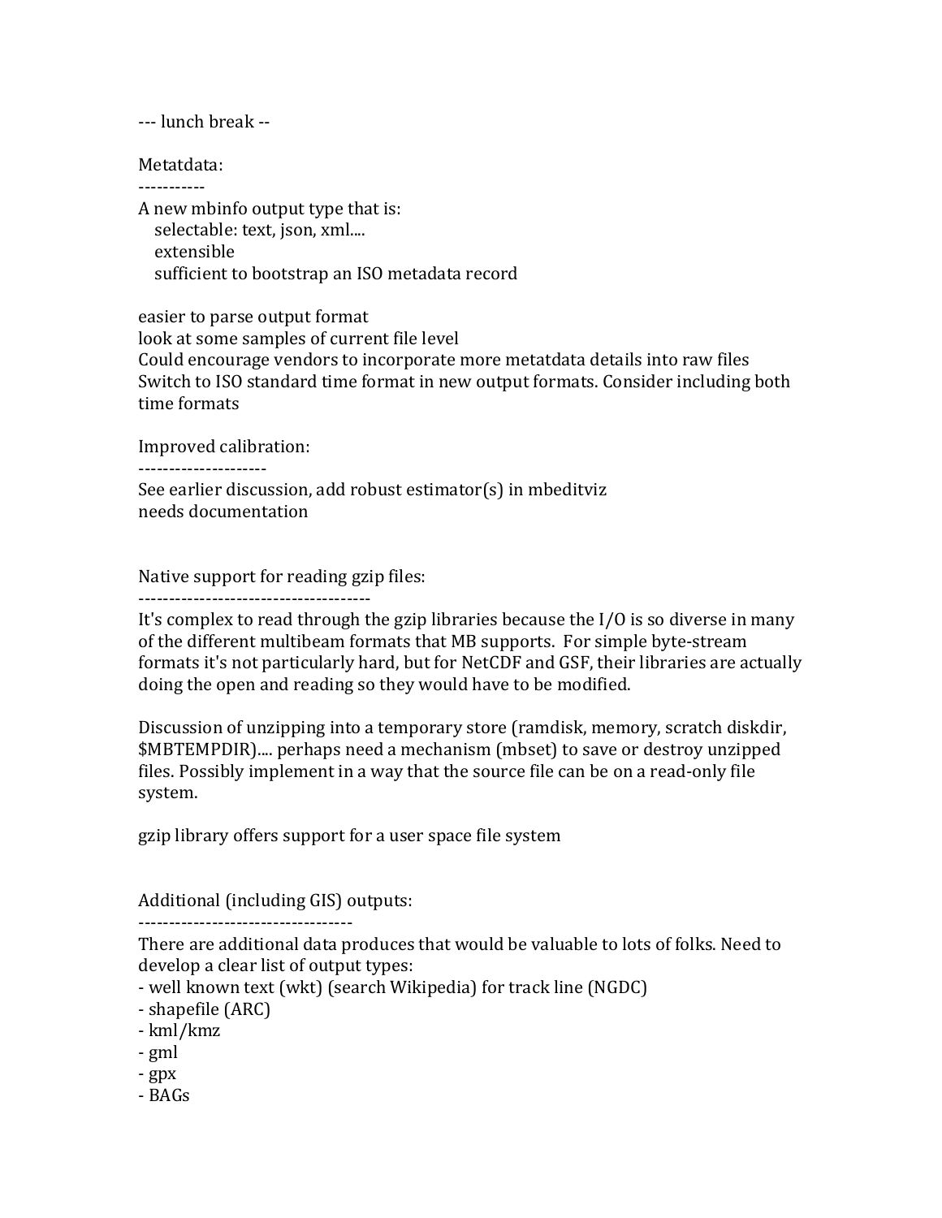--- lunch break --

Metatdata:
----------

A new mbinfo output type that is:
- selectable: text, json, xml....
- extensible
- sufficient to bootstrap an ISO metadata record

easier to parse output format
look at some samples of current file level
Could encourage vendors to incorporate more metatdata details into raw files
Switch to ISO standard time format in new output formats. Consider including both time formats

Improved calibration:
---------------------

See earlier discussion, add robust estimator(s) in mbeditviz
needs documentation

Native support for reading gzip files:
--------------------------------------

It's complex to read through the gzip libraries because the I/O is so diverse in many of the different multibeam formats that MB supports. For simple byte-stream formats it's not particularly hard, but for NetCDF and GSF, their libraries are actually doing the open and reading so they would have to be modified.

Discussion of unzipping into a temporary store (ramdisk, memory, scratch diskdir, $MBTEMPDIR).... perhaps need a mechanism (mbset) to save or destroy unzipped files. Possibly implement in a way that the source file can be on a read-only file system.

gzip library offers support for a user space file system

Additional (including GIS) outputs:
-----------------------------------

There are additional data produces that would be valuable to lots of folks. Need to develop a clear list of output types:
- well known text (wkt) (search Wikipedia) for track line (NGDC)
- shapefile (ARC)
- kml/kmz
- gml
- gpx
- BAGs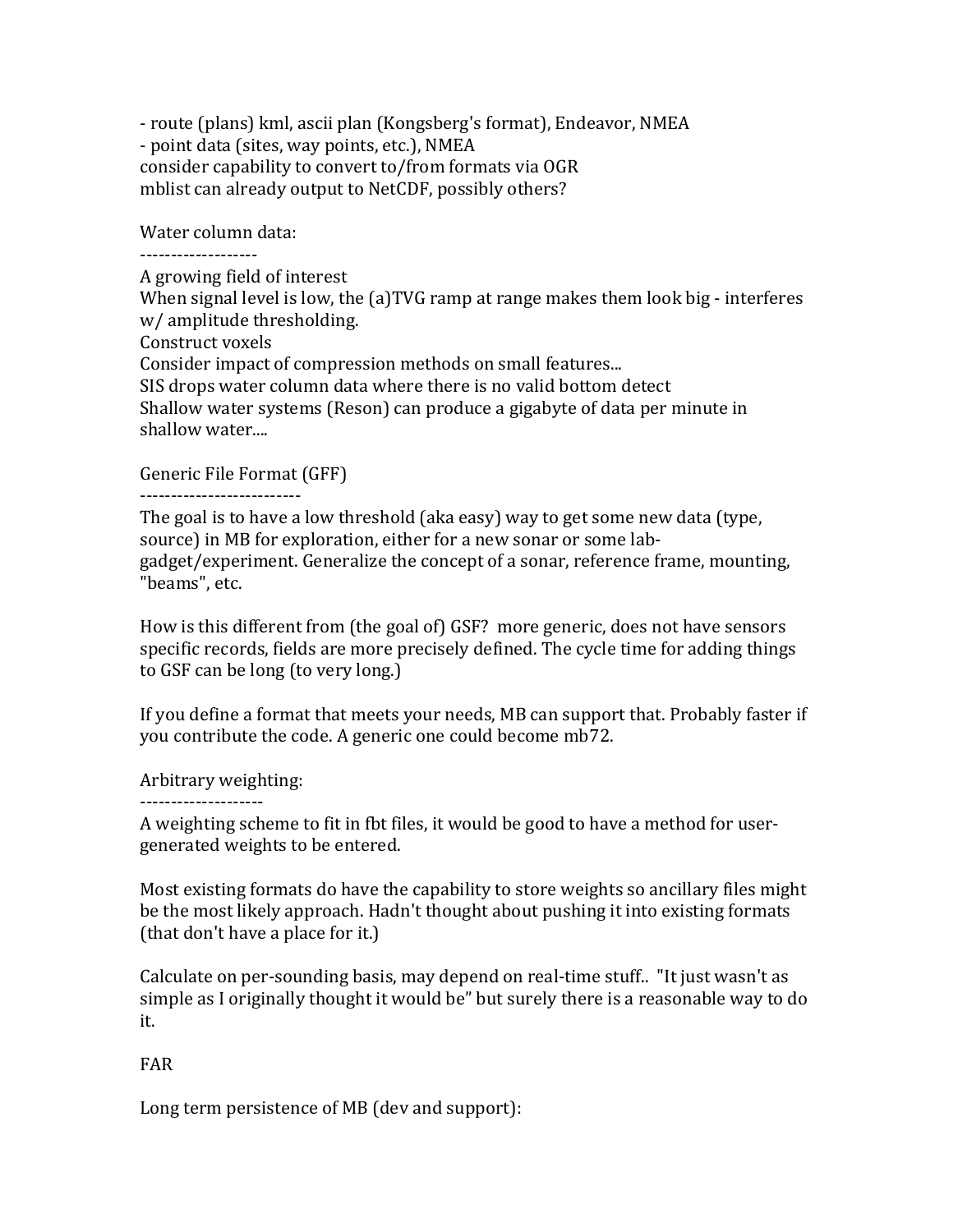- route (plans) kml, ascii plan (Kongsberg's format), Endeavor, NMEA
- point data (sites, way points, etc.), NMEA

consider capability to convert to/from formats via OGR
mblist can already output to NetCDF, possibly others?

Water column data:
-------------------
A growing field of interest
When signal level is low, the (a)TVG ramp at range makes them look big - interferes w/ amplitude thresholding.
Construct voxels
Consider impact of compression methods on small features...
SIS drops water column data where there is no valid bottom detect
Shallow water systems (Reson) can produce a gigabyte of data per minute in shallow water....

Generic File Format (GFF)
--------------------------
The goal is to have a low threshold (aka easy) way to get some new data (type, source) in MB for exploration, either for a new sonar or some lab-gadget/experiment. Generalize the concept of a sonar, reference frame, mounting, "beams", etc.

How is this different from (the goal of) GSF? more generic, does not have sensors specific records, fields are more precisely defined. The cycle time for adding things to GSF can be long (to very long.)

If you define a format that meets your needs, MB can support that. Probably faster if you contribute the code. A generic one could become mb72.

Arbitrary weighting:
--------------------
A weighting scheme to fit in fbt files, it would be good to have a method for user-generated weights to be entered.

Most existing formats do have the capability to store weights so ancillary files might be the most likely approach. Hadn't thought about pushing it into existing formats (that don't have a place for it.)

Calculate on per-sounding basis, may depend on real-time stuff.. "It just wasn't as simple as I originally thought it would be" but surely there is a reasonable way to do it.

FAR

Long term persistence of MB (dev and support):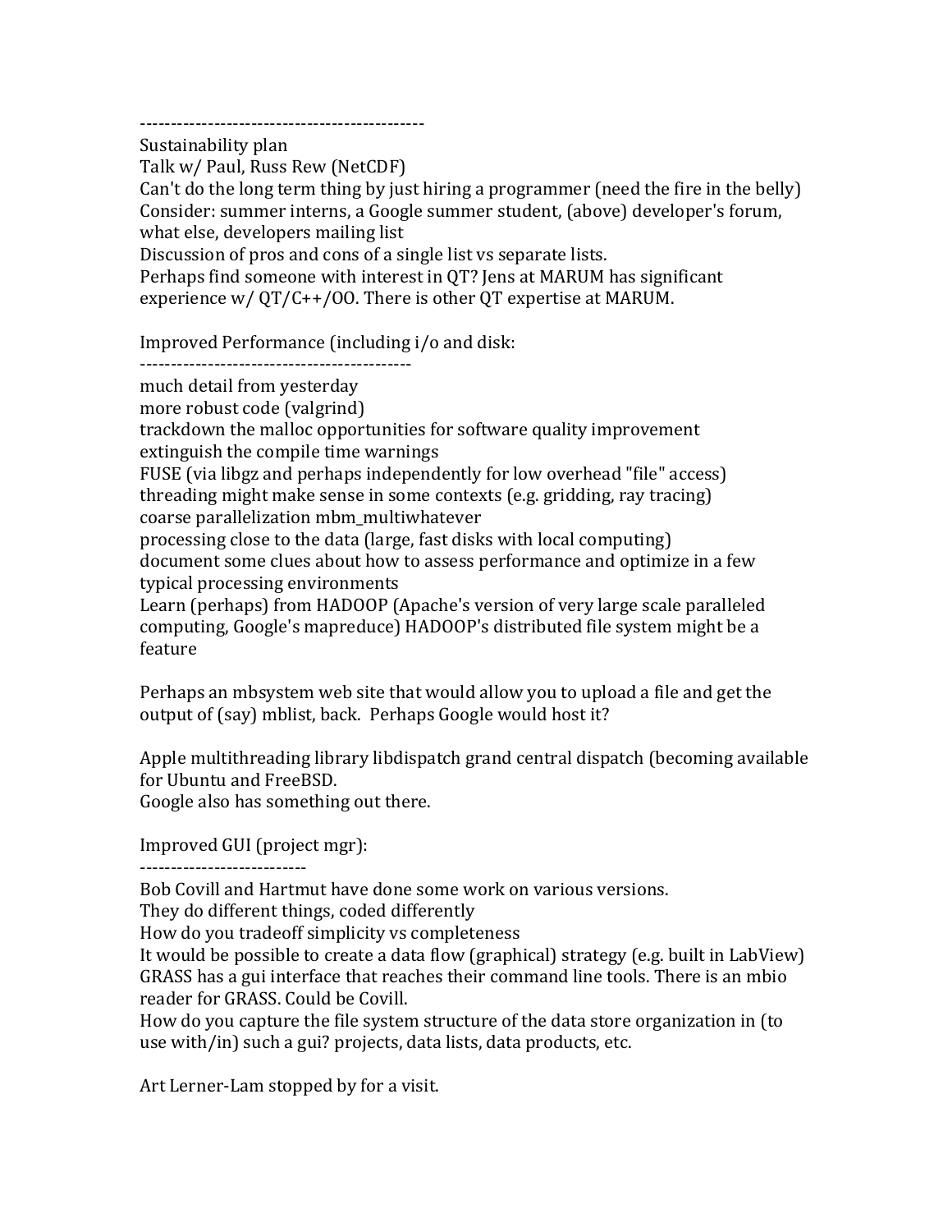----------------------------------------------

Sustainability plan

Talk w/ Paul, Russ Rew (NetCDF)

Can't do the long term thing by just hiring a programmer (need the fire in the belly)

Consider: summer interns, a Google summer student, (above) developer's forum, what else, developers mailing list

Discussion of pros and cons of a single list vs separate lists.

Perhaps find someone with interest in QT? Jens at MARUM has significant experience w/ QT/C++/OO. There is other QT expertise at MARUM.

Improved Performance (including i/o and disk:

--------------------------------------------

much detail from yesterday

more robust code (valgrind)

trackdown the malloc opportunities for software quality improvement

extinguish the compile time warnings

FUSE (via libgz and perhaps independently for low overhead "file" access)

threading might make sense in some contexts (e.g. gridding, ray tracing)

coarse parallelization mbm_multiwhatever

processing close to the data (large, fast disks with local computing)

document some clues about how to assess performance and optimize in a few typical processing environments

Learn (perhaps) from HADOOP (Apache's version of very large scale paralleled computing, Google's mapreduce) HADOOP's distributed file system might be a feature

Perhaps an mbsystem web site that would allow you to upload a file and get the output of (say) mblist, back. Perhaps Google would host it?

Apple multithreading library libdispatch grand central dispatch (becoming available for Ubuntu and FreeBSD.

Google also has something out there.

Improved GUI (project mgr):

--------------------------

Bob Covill and Hartmut have done some work on various versions.

They do different things, coded differently

How do you tradeoff simplicity vs completeness

It would be possible to create a data flow (graphical) strategy (e.g. built in LabView)

GRASS has a gui interface that reaches their command line tools. There is an mbio reader for GRASS. Could be Covill.

How do you capture the file system structure of the data store organization in (to use with/in) such a gui? projects, data lists, data products, etc.

Art Lerner-Lam stopped by for a visit.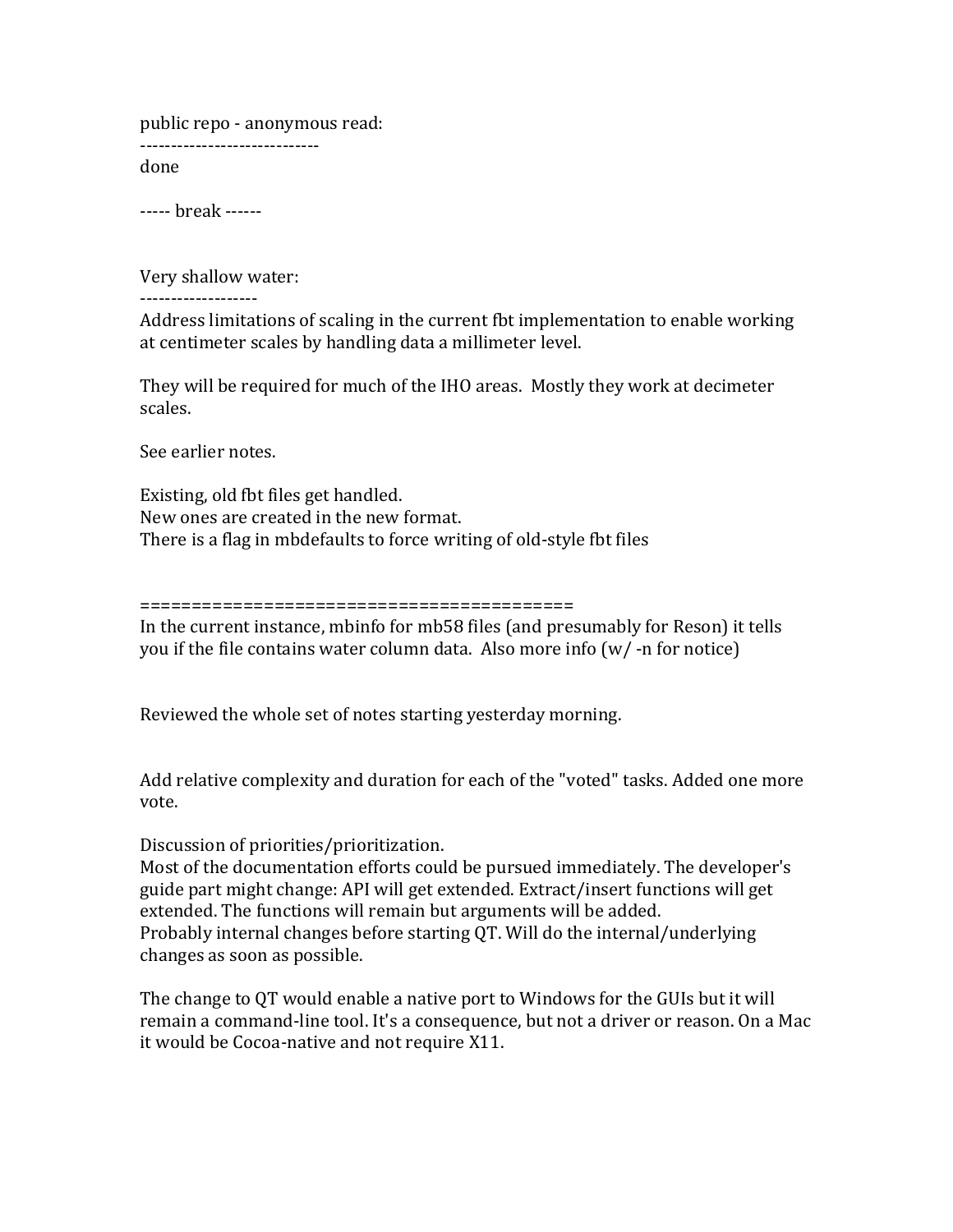public repo - anonymous read:
----------------------------
done

----- break ------

Very shallow water:
------------------
Address limitations of scaling in the current fbt implementation to enable working at centimeter scales by handling data a millimeter level.

They will be required for much of the IHO areas. Mostly they work at decimeter scales.

See earlier notes.

Existing, old fbt files get handled.
New ones are created in the new format.
There is a flag in mbdefaults to force writing of old-style fbt files

==========================================
In the current instance, mbinfo for mb58 files (and presumably for Reson) it tells you if the file contains water column data. Also more info (w/ -n for notice)

Reviewed the whole set of notes starting yesterday morning.

Add relative complexity and duration for each of the "voted" tasks. Added one more vote.

Discussion of priorities/prioritization.
Most of the documentation efforts could be pursued immediately. The developer's guide part might change: API will get extended. Extract/insert functions will get extended. The functions will remain but arguments will be added.
Probably internal changes before starting QT. Will do the internal/underlying changes as soon as possible.

The change to QT would enable a native port to Windows for the GUIs but it will remain a command-line tool. It's a consequence, but not a driver or reason. On a Mac it would be Cocoa-native and not require X11.